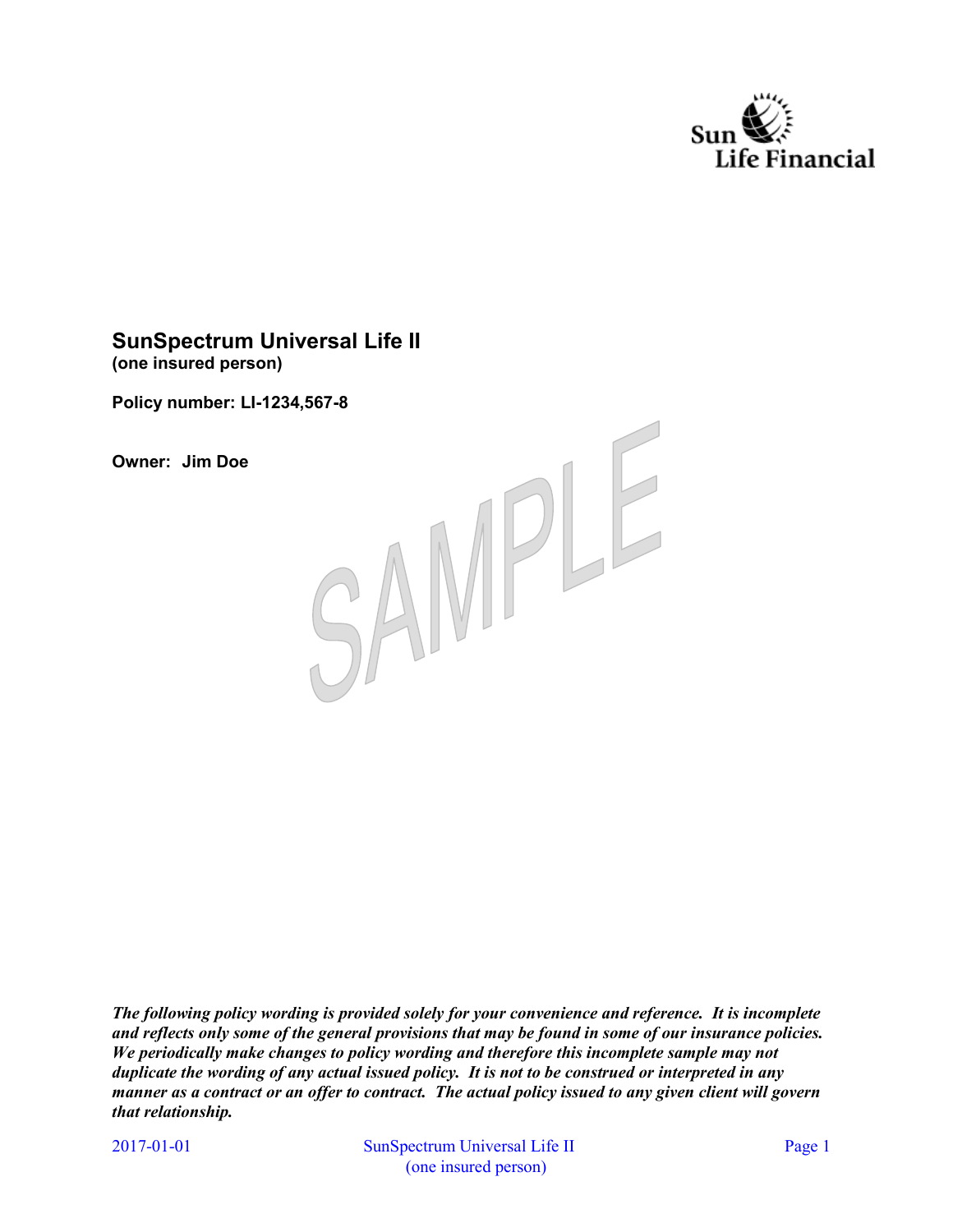# SunSpectrum Universal Life II

**(one insured person)**

**Policy number: LI-1234,567-8**

**Owner: Jim Doe**

***The following policy wording is provided solely for your convenience and reference. It is incomplete and reflects only some of the general provisions that may be found in some of our insurance policies. We periodically make changes to policy wording and therefore this incomplete sample may not duplicate the wording of any actual issued policy. It is not to be construed or interpreted in any manner as a contract or an offer to contract. The actual policy issued to any given client will govern that relationship.***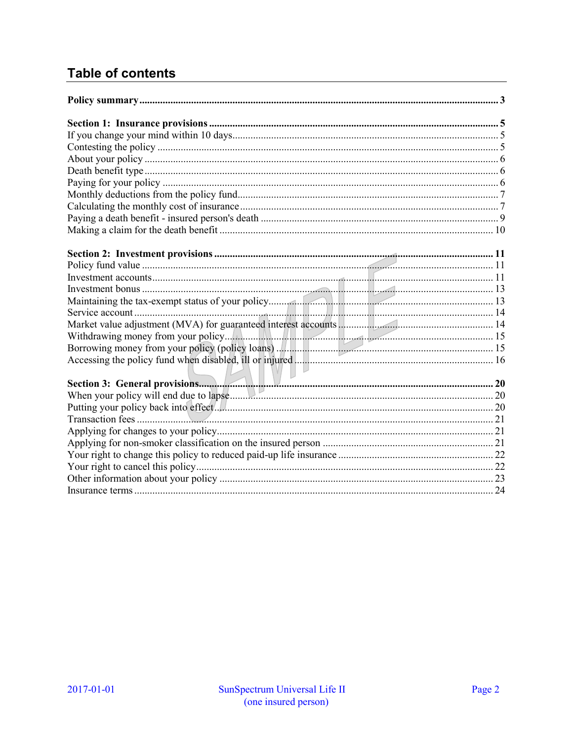# Table of contents

**Policy summary** .......... **3**

**Section 1: Insurance provisions** .......... **5**
If you change your mind within 10 days .......... 5
Contesting the policy .......... 5
About your policy .......... 6
Death benefit type .......... 6
Paying for your policy .......... 6
Monthly deductions from the policy fund .......... 7
Calculating the monthly cost of insurance .......... 7
Paying a death benefit - insured person's death .......... 9
Making a claim for the death benefit .......... 10

**Section 2: Investment provisions** .......... **11**
Policy fund value .......... 11
Investment accounts .......... 11
Investment bonus .......... 13
Maintaining the tax-exempt status of your policy .......... 13
Service account .......... 14
Market value adjustment (MVA) for guaranteed interest accounts .......... 14
Withdrawing money from your policy .......... 15
Borrowing money from your policy (policy loans) .......... 15
Accessing the policy fund when disabled, ill or injured .......... 16

**Section 3: General provisions** .......... **20**
When your policy will end due to lapse .......... 20
Putting your policy back into effect .......... 20
Transaction fees .......... 21
Applying for changes to your policy .......... 21
Applying for non-smoker classification on the insured person .......... 21
Your right to change this policy to reduced paid-up life insurance .......... 22
Your right to cancel this policy .......... 22
Other information about your policy .......... 23
Insurance terms .......... 24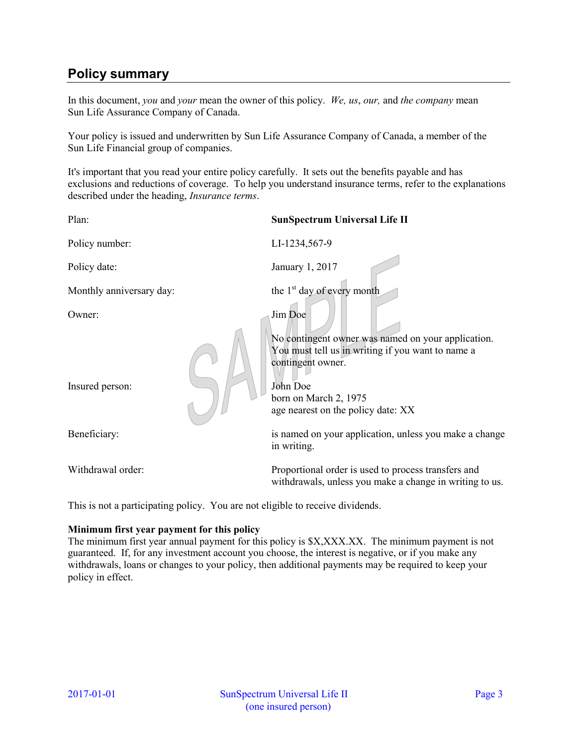## Policy summary

In this document, *you* and *your* mean the owner of this policy. *We, us*, *our,* and *the company* mean Sun Life Assurance Company of Canada.

Your policy is issued and underwritten by Sun Life Assurance Company of Canada, a member of the Sun Life Financial group of companies.

It's important that you read your entire policy carefully. It sets out the benefits payable and has exclusions and reductions of coverage. To help you understand insurance terms, refer to the explanations described under the heading, *Insurance terms*.

| | |
|---|---|
| Plan: | **SunSpectrum Universal Life II** |
| Policy number: | LI-1234,567-9 |
| Policy date: | January 1, 2017 |
| Monthly anniversary day: | the 1st day of every month |
| Owner: | Jim Doe<br><br>No contingent owner was named on your application. You must tell us in writing if you want to name a contingent owner. |
| Insured person: | John Doe<br>born on March 2, 1975<br>age nearest on the policy date: XX |
| Beneficiary: | is named on your application, unless you make a change in writing. |
| Withdrawal order: | Proportional order is used to process transfers and withdrawals, unless you make a change in writing to us. |

This is not a participating policy. You are not eligible to receive dividends.

**Minimum first year payment for this policy**
The minimum first year annual payment for this policy is $X,XXX.XX. The minimum payment is not guaranteed. If, for any investment account you choose, the interest is negative, or if you make any withdrawals, loans or changes to your policy, then additional payments may be required to keep your policy in effect.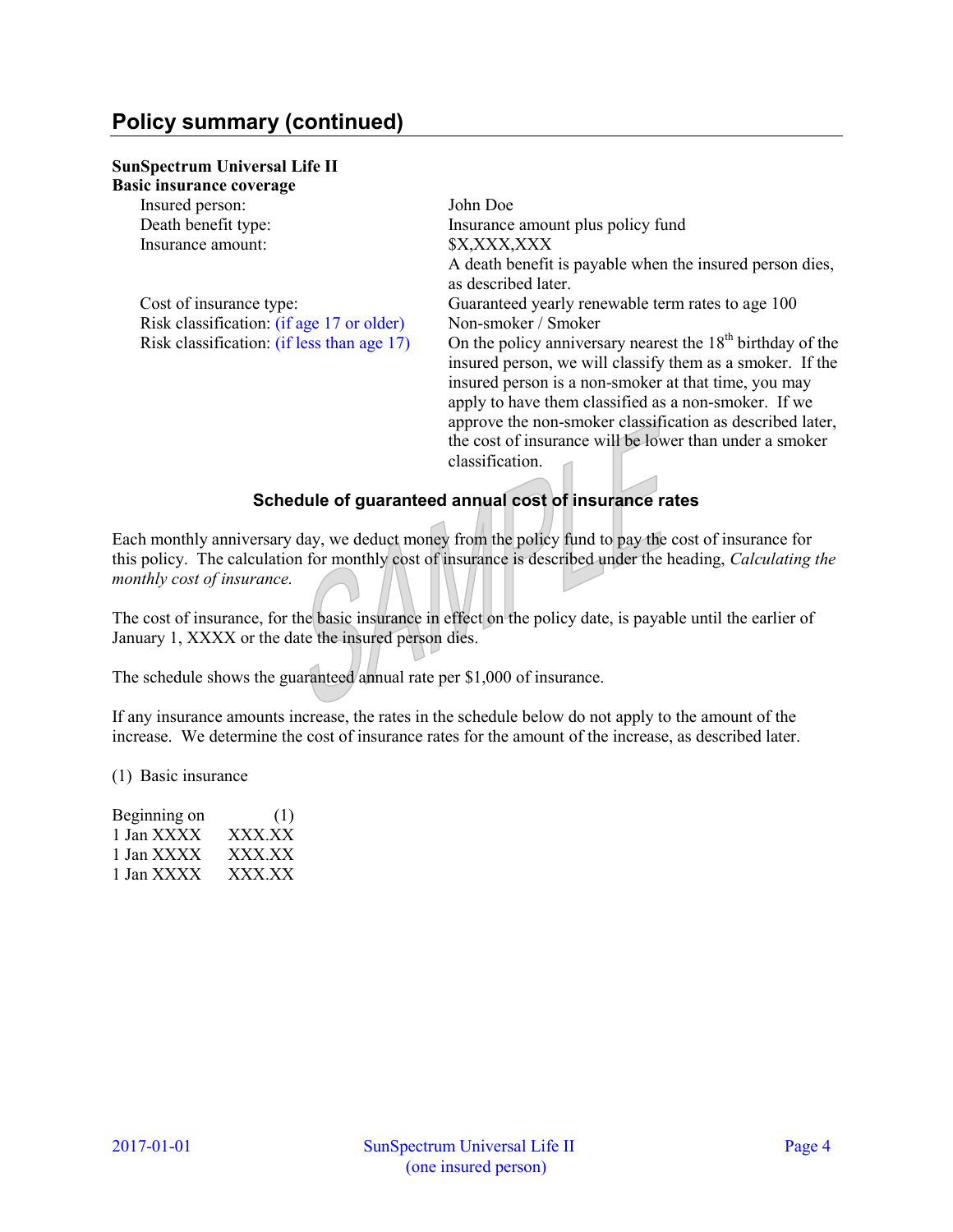## Policy summary (continued)

**SunSpectrum Universal Life II**
**Basic insurance coverage**

| | |
|---|---|
| Insured person: | John Doe |
| Death benefit type: | Insurance amount plus policy fund |
| Insurance amount: | $X,XXX,XXX<br>A death benefit is payable when the insured person dies, as described later. |
| Cost of insurance type: | Guaranteed yearly renewable term rates to age 100 |
| Risk classification: (if age 17 or older) | Non-smoker / Smoker |
| Risk classification: (if less than age 17) | On the policy anniversary nearest the 18th birthday of the insured person, we will classify them as a smoker. If the insured person is a non-smoker at that time, you may apply to have them classified as a non-smoker. If we approve the non-smoker classification as described later, the cost of insurance will be lower than under a smoker classification. |

### Schedule of guaranteed annual cost of insurance rates

Each monthly anniversary day, we deduct money from the policy fund to pay the cost of insurance for this policy. The calculation for monthly cost of insurance is described under the heading, *Calculating the monthly cost of insurance.*

The cost of insurance, for the basic insurance in effect on the policy date, is payable until the earlier of January 1, XXXX or the date the insured person dies.

The schedule shows the guaranteed annual rate per $1,000 of insurance.

If any insurance amounts increase, the rates in the schedule below do not apply to the amount of the increase. We determine the cost of insurance rates for the amount of the increase, as described later.

(1) Basic insurance

| Beginning on | (1) |
|---|---|
| 1 Jan XXXX | XXX.XX |
| 1 Jan XXXX | XXX.XX |
| 1 Jan XXXX | XXX.XX |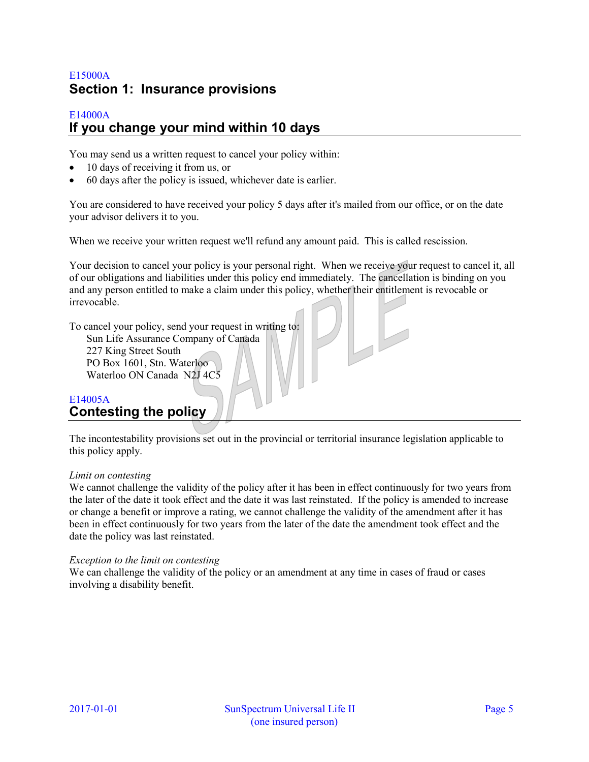E15000A

# Section 1: Insurance provisions

E14000A

## If you change your mind within 10 days

You may send us a written request to cancel your policy within:

- 10 days of receiving it from us, or
- 60 days after the policy is issued, whichever date is earlier.

You are considered to have received your policy 5 days after it's mailed from our office, or on the date your advisor delivers it to you.

When we receive your written request we'll refund any amount paid. This is called rescission.

Your decision to cancel your policy is your personal right. When we receive your request to cancel it, all of our obligations and liabilities under this policy end immediately. The cancellation is binding on you and any person entitled to make a claim under this policy, whether their entitlement is revocable or irrevocable.

To cancel your policy, send your request in writing to:

Sun Life Assurance Company of Canada
227 King Street South
PO Box 1601, Stn. Waterloo
Waterloo ON Canada N2J 4C5

E14005A

## Contesting the policy

The incontestability provisions set out in the provincial or territorial insurance legislation applicable to this policy apply.

*Limit on contesting*

We cannot challenge the validity of the policy after it has been in effect continuously for two years from the later of the date it took effect and the date it was last reinstated. If the policy is amended to increase or change a benefit or improve a rating, we cannot challenge the validity of the amendment after it has been in effect continuously for two years from the later of the date the amendment took effect and the date the policy was last reinstated.

*Exception to the limit on contesting*

We can challenge the validity of the policy or an amendment at any time in cases of fraud or cases involving a disability benefit.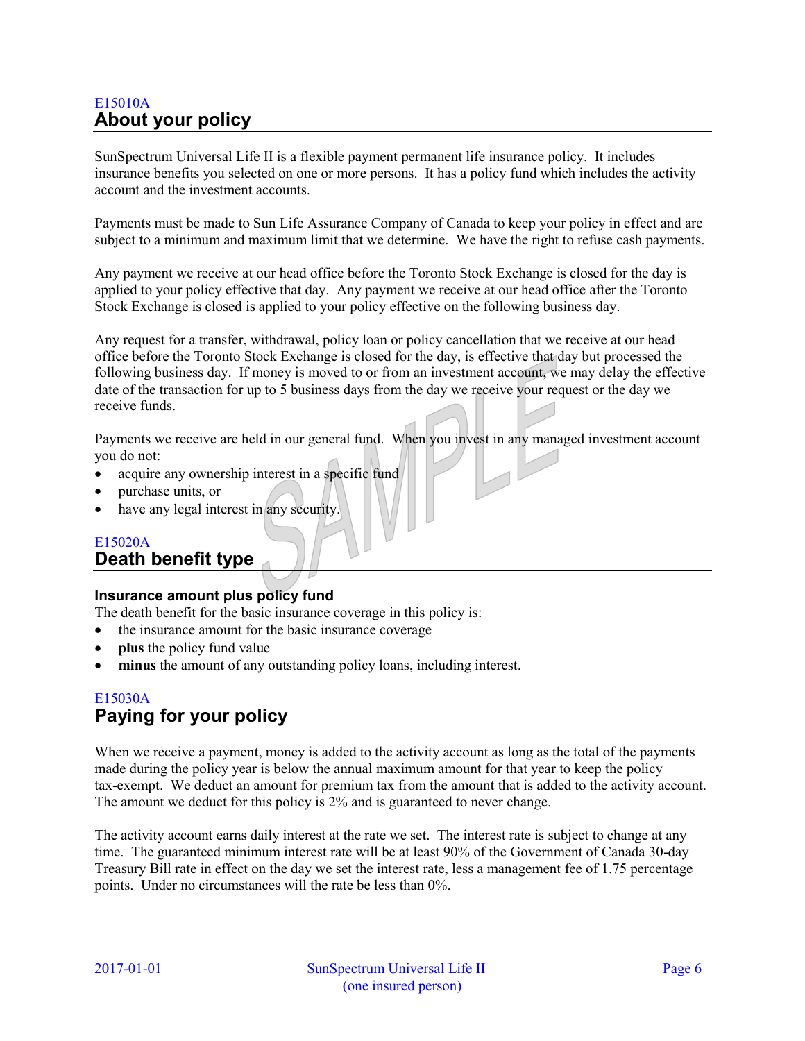E15010A

## About your policy

SunSpectrum Universal Life II is a flexible payment permanent life insurance policy. It includes insurance benefits you selected on one or more persons. It has a policy fund which includes the activity account and the investment accounts.

Payments must be made to Sun Life Assurance Company of Canada to keep your policy in effect and are subject to a minimum and maximum limit that we determine. We have the right to refuse cash payments.

Any payment we receive at our head office before the Toronto Stock Exchange is closed for the day is applied to your policy effective that day. Any payment we receive at our head office after the Toronto Stock Exchange is closed is applied to your policy effective on the following business day.

Any request for a transfer, withdrawal, policy loan or policy cancellation that we receive at our head office before the Toronto Stock Exchange is closed for the day, is effective that day but processed the following business day. If money is moved to or from an investment account, we may delay the effective date of the transaction for up to 5 business days from the day we receive your request or the day we receive funds.

Payments we receive are held in our general fund. When you invest in any managed investment account you do not:

- acquire any ownership interest in a specific fund
- purchase units, or
- have any legal interest in any security.

E15020A

## Death benefit type

### Insurance amount plus policy fund

The death benefit for the basic insurance coverage in this policy is:

- the insurance amount for the basic insurance coverage
- **plus** the policy fund value
- **minus** the amount of any outstanding policy loans, including interest.

E15030A

## Paying for your policy

When we receive a payment, money is added to the activity account as long as the total of the payments made during the policy year is below the annual maximum amount for that year to keep the policy tax-exempt. We deduct an amount for premium tax from the amount that is added to the activity account. The amount we deduct for this policy is 2% and is guaranteed to never change.

The activity account earns daily interest at the rate we set. The interest rate is subject to change at any time. The guaranteed minimum interest rate will be at least 90% of the Government of Canada 30-day Treasury Bill rate in effect on the day we set the interest rate, less a management fee of 1.75 percentage points. Under no circumstances will the rate be less than 0%.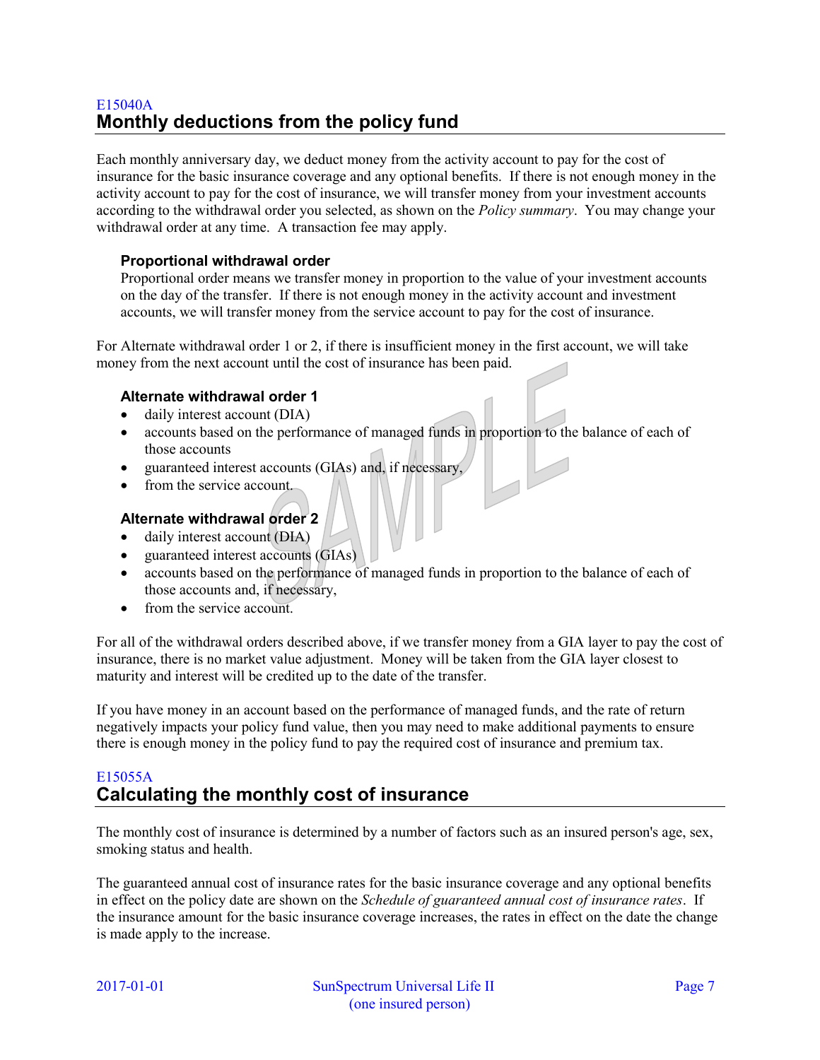E15040A

## Monthly deductions from the policy fund

Each monthly anniversary day, we deduct money from the activity account to pay for the cost of insurance for the basic insurance coverage and any optional benefits. If there is not enough money in the activity account to pay for the cost of insurance, we will transfer money from your investment accounts according to the withdrawal order you selected, as shown on the *Policy summary*. You may change your withdrawal order at any time. A transaction fee may apply.

### Proportional withdrawal order

Proportional order means we transfer money in proportion to the value of your investment accounts on the day of the transfer. If there is not enough money in the activity account and investment accounts, we will transfer money from the service account to pay for the cost of insurance.

For Alternate withdrawal order 1 or 2, if there is insufficient money in the first account, we will take money from the next account until the cost of insurance has been paid.

### Alternate withdrawal order 1

- daily interest account (DIA)
- accounts based on the performance of managed funds in proportion to the balance of each of those accounts
- guaranteed interest accounts (GIAs) and, if necessary,
- from the service account.

### Alternate withdrawal order 2

- daily interest account (DIA)
- guaranteed interest accounts (GIAs)
- accounts based on the performance of managed funds in proportion to the balance of each of those accounts and, if necessary,
- from the service account.

For all of the withdrawal orders described above, if we transfer money from a GIA layer to pay the cost of insurance, there is no market value adjustment. Money will be taken from the GIA layer closest to maturity and interest will be credited up to the date of the transfer.

If you have money in an account based on the performance of managed funds, and the rate of return negatively impacts your policy fund value, then you may need to make additional payments to ensure there is enough money in the policy fund to pay the required cost of insurance and premium tax.

E15055A

## Calculating the monthly cost of insurance

The monthly cost of insurance is determined by a number of factors such as an insured person's age, sex, smoking status and health.

The guaranteed annual cost of insurance rates for the basic insurance coverage and any optional benefits in effect on the policy date are shown on the *Schedule of guaranteed annual cost of insurance rates*. If the insurance amount for the basic insurance coverage increases, the rates in effect on the date the change is made apply to the increase.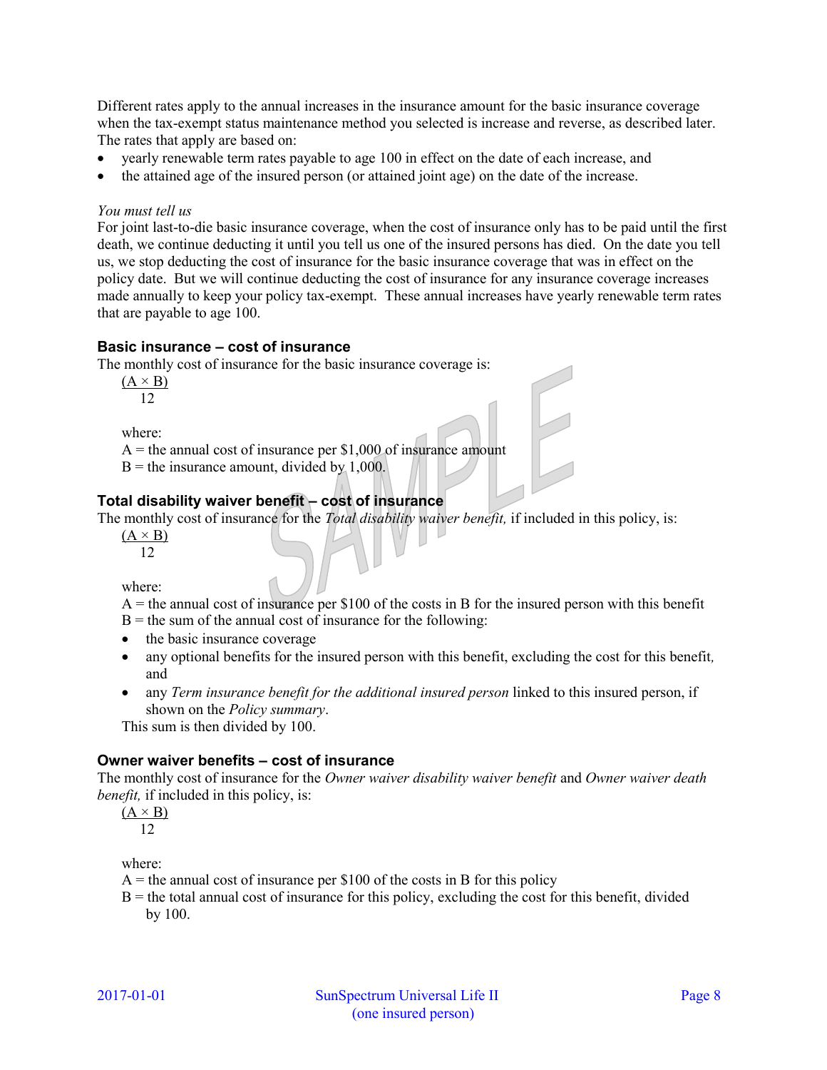Different rates apply to the annual increases in the insurance amount for the basic insurance coverage when the tax-exempt status maintenance method you selected is increase and reverse, as described later. The rates that apply are based on:

- yearly renewable term rates payable to age 100 in effect on the date of each increase, and
- the attained age of the insured person (or attained joint age) on the date of the increase.

*You must tell us*

For joint last-to-die basic insurance coverage, when the cost of insurance only has to be paid until the first death, we continue deducting it until you tell us one of the insured persons has died. On the date you tell us, we stop deducting the cost of insurance for the basic insurance coverage that was in effect on the policy date. But we will continue deducting the cost of insurance for any insurance coverage increases made annually to keep your policy tax-exempt. These annual increases have yearly renewable term rates that are payable to age 100.

### Basic insurance – cost of insurance

The monthly cost of insurance for the basic insurance coverage is:

$$\frac{(A \times B)}{12}$$

where:

A = the annual cost of insurance per $1,000 of insurance amount

B = the insurance amount, divided by 1,000.

### Total disability waiver benefit – cost of insurance

The monthly cost of insurance for the *Total disability waiver benefit,* if included in this policy, is:

$$\frac{(A \times B)}{12}$$

where:

A = the annual cost of insurance per $100 of the costs in B for the insured person with this benefit

B = the sum of the annual cost of insurance for the following:

- the basic insurance coverage
- any optional benefits for the insured person with this benefit, excluding the cost for this benefit, and
- any *Term insurance benefit for the additional insured person* linked to this insured person, if shown on the *Policy summary*.

This sum is then divided by 100.

### Owner waiver benefits – cost of insurance

The monthly cost of insurance for the *Owner waiver disability waiver benefit* and *Owner waiver death benefit,* if included in this policy, is:

$$\frac{(A \times B)}{12}$$

where:

A = the annual cost of insurance per $100 of the costs in B for this policy

B = the total annual cost of insurance for this policy, excluding the cost for this benefit, divided by 100.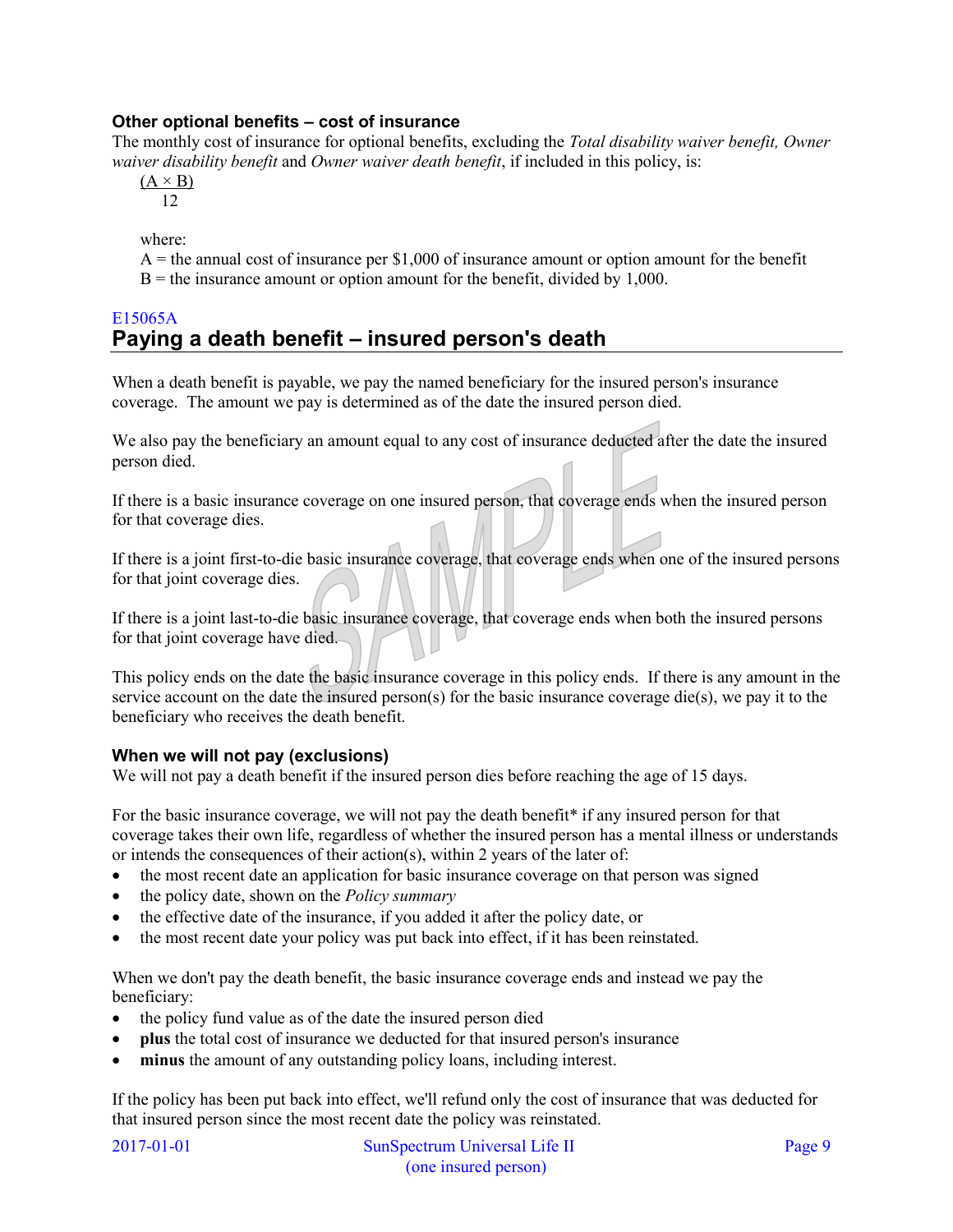### Other optional benefits – cost of insurance

The monthly cost of insurance for optional benefits, excluding the *Total disability waiver benefit, Owner waiver disability benefit* and *Owner waiver death benefit*, if included in this policy, is:

$$\frac{(A \times B)}{12}$$

where:
A = the annual cost of insurance per $1,000 of insurance amount or option amount for the benefit
B = the insurance amount or option amount for the benefit, divided by 1,000.

E15065A

## Paying a death benefit – insured person's death

When a death benefit is payable, we pay the named beneficiary for the insured person's insurance coverage. The amount we pay is determined as of the date the insured person died.

We also pay the beneficiary an amount equal to any cost of insurance deducted after the date the insured person died.

If there is a basic insurance coverage on one insured person, that coverage ends when the insured person for that coverage dies.

If there is a joint first-to-die basic insurance coverage, that coverage ends when one of the insured persons for that joint coverage dies.

If there is a joint last-to-die basic insurance coverage, that coverage ends when both the insured persons for that joint coverage have died.

This policy ends on the date the basic insurance coverage in this policy ends. If there is any amount in the service account on the date the insured person(s) for the basic insurance coverage die(s), we pay it to the beneficiary who receives the death benefit.

### When we will not pay (exclusions)

We will not pay a death benefit if the insured person dies before reaching the age of 15 days.

For the basic insurance coverage, we will not pay the death benefit* if any insured person for that coverage takes their own life, regardless of whether the insured person has a mental illness or understands or intends the consequences of their action(s), within 2 years of the later of:

- the most recent date an application for basic insurance coverage on that person was signed
- the policy date, shown on the *Policy summary*
- the effective date of the insurance, if you added it after the policy date, or
- the most recent date your policy was put back into effect, if it has been reinstated.

When we don't pay the death benefit, the basic insurance coverage ends and instead we pay the beneficiary:

- the policy fund value as of the date the insured person died
- **plus** the total cost of insurance we deducted for that insured person's insurance
- **minus** the amount of any outstanding policy loans, including interest.

If the policy has been put back into effect, we'll refund only the cost of insurance that was deducted for that insured person since the most recent date the policy was reinstated.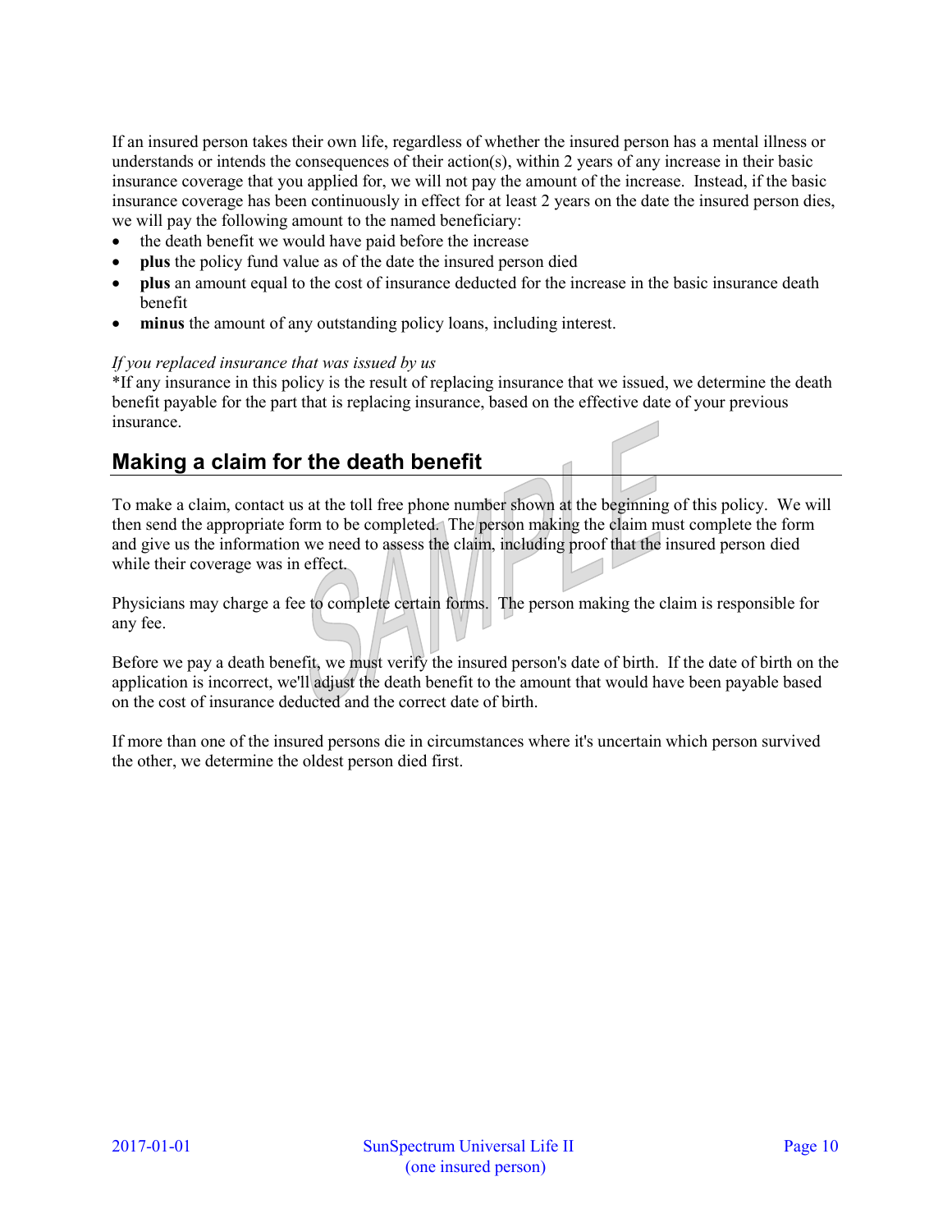If an insured person takes their own life, regardless of whether the insured person has a mental illness or understands or intends the consequences of their action(s), within 2 years of any increase in their basic insurance coverage that you applied for, we will not pay the amount of the increase. Instead, if the basic insurance coverage has been continuously in effect for at least 2 years on the date the insured person dies, we will pay the following amount to the named beneficiary:

- the death benefit we would have paid before the increase
- **plus** the policy fund value as of the date the insured person died
- **plus** an amount equal to the cost of insurance deducted for the increase in the basic insurance death benefit
- **minus** the amount of any outstanding policy loans, including interest.

*If you replaced insurance that was issued by us*

*If any insurance in this policy is the result of replacing insurance that we issued, we determine the death benefit payable for the part that is replacing insurance, based on the effective date of your previous insurance.

## Making a claim for the death benefit

To make a claim, contact us at the toll free phone number shown at the beginning of this policy. We will then send the appropriate form to be completed. The person making the claim must complete the form and give us the information we need to assess the claim, including proof that the insured person died while their coverage was in effect.

Physicians may charge a fee to complete certain forms. The person making the claim is responsible for any fee.

Before we pay a death benefit, we must verify the insured person's date of birth. If the date of birth on the application is incorrect, we'll adjust the death benefit to the amount that would have been payable based on the cost of insurance deducted and the correct date of birth.

If more than one of the insured persons die in circumstances where it's uncertain which person survived the other, we determine the oldest person died first.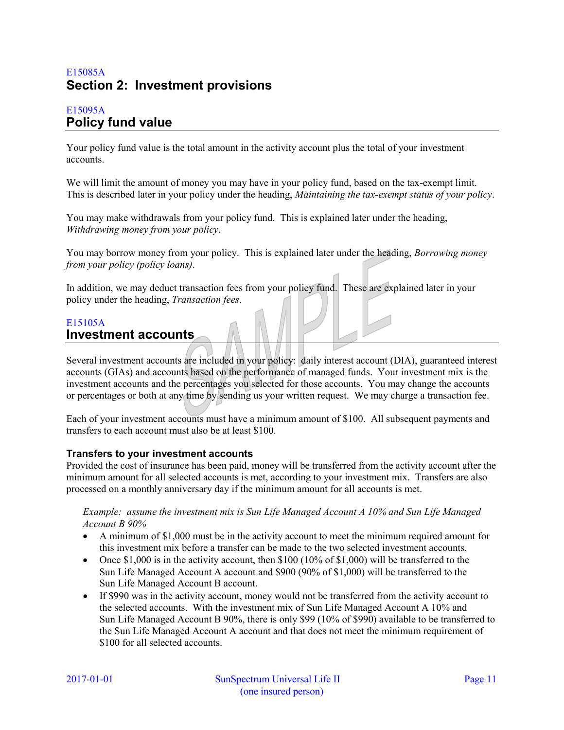E15085A

# Section 2: Investment provisions

E15095A

## Policy fund value

Your policy fund value is the total amount in the activity account plus the total of your investment accounts.

We will limit the amount of money you may have in your policy fund, based on the tax-exempt limit. This is described later in your policy under the heading, *Maintaining the tax-exempt status of your policy*.

You may make withdrawals from your policy fund. This is explained later under the heading, *Withdrawing money from your policy*.

You may borrow money from your policy. This is explained later under the heading, *Borrowing money from your policy (policy loans)*.

In addition, we may deduct transaction fees from your policy fund. These are explained later in your policy under the heading, *Transaction fees*.

E15105A

## Investment accounts

Several investment accounts are included in your policy: daily interest account (DIA), guaranteed interest accounts (GIAs) and accounts based on the performance of managed funds. Your investment mix is the investment accounts and the percentages you selected for those accounts. You may change the accounts or percentages or both at any time by sending us your written request. We may charge a transaction fee.

Each of your investment accounts must have a minimum amount of $100. All subsequent payments and transfers to each account must also be at least $100.

### Transfers to your investment accounts

Provided the cost of insurance has been paid, money will be transferred from the activity account after the minimum amount for all selected accounts is met, according to your investment mix. Transfers are also processed on a monthly anniversary day if the minimum amount for all accounts is met.

*Example: assume the investment mix is Sun Life Managed Account A 10% and Sun Life Managed Account B 90%*

- A minimum of $1,000 must be in the activity account to meet the minimum required amount for this investment mix before a transfer can be made to the two selected investment accounts.
- Once $1,000 is in the activity account, then $100 (10% of $1,000) will be transferred to the Sun Life Managed Account A account and $900 (90% of $1,000) will be transferred to the Sun Life Managed Account B account.
- If $990 was in the activity account, money would not be transferred from the activity account to the selected accounts. With the investment mix of Sun Life Managed Account A 10% and Sun Life Managed Account B 90%, there is only $99 (10% of $990) available to be transferred to the Sun Life Managed Account A account and that does not meet the minimum requirement of $100 for all selected accounts.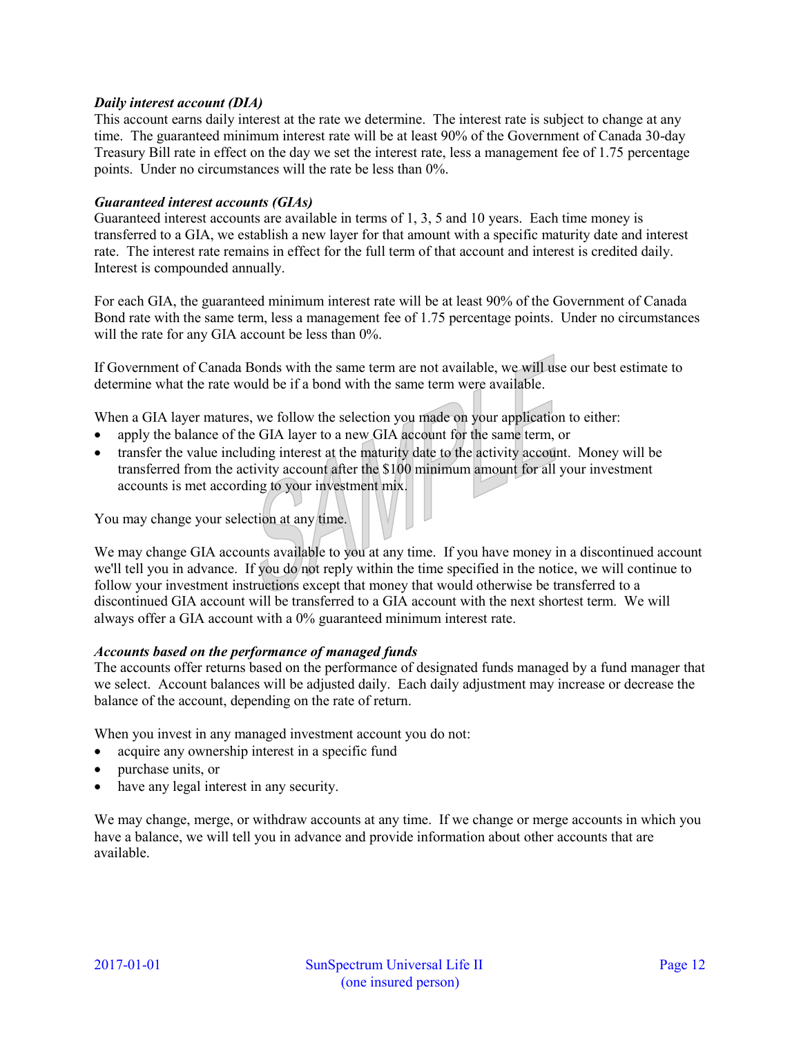***Daily interest account (DIA)***

This account earns daily interest at the rate we determine. The interest rate is subject to change at any time. The guaranteed minimum interest rate will be at least 90% of the Government of Canada 30-day Treasury Bill rate in effect on the day we set the interest rate, less a management fee of 1.75 percentage points. Under no circumstances will the rate be less than 0%.

***Guaranteed interest accounts (GIAs)***

Guaranteed interest accounts are available in terms of 1, 3, 5 and 10 years. Each time money is transferred to a GIA, we establish a new layer for that amount with a specific maturity date and interest rate. The interest rate remains in effect for the full term of that account and interest is credited daily. Interest is compounded annually.

For each GIA, the guaranteed minimum interest rate will be at least 90% of the Government of Canada Bond rate with the same term, less a management fee of 1.75 percentage points. Under no circumstances will the rate for any GIA account be less than 0%.

If Government of Canada Bonds with the same term are not available, we will use our best estimate to determine what the rate would be if a bond with the same term were available.

When a GIA layer matures, we follow the selection you made on your application to either:

- apply the balance of the GIA layer to a new GIA account for the same term, or
- transfer the value including interest at the maturity date to the activity account. Money will be transferred from the activity account after the $100 minimum amount for all your investment accounts is met according to your investment mix.

You may change your selection at any time.

We may change GIA accounts available to you at any time. If you have money in a discontinued account we'll tell you in advance. If you do not reply within the time specified in the notice, we will continue to follow your investment instructions except that money that would otherwise be transferred to a discontinued GIA account will be transferred to a GIA account with the next shortest term. We will always offer a GIA account with a 0% guaranteed minimum interest rate.

***Accounts based on the performance of managed funds***

The accounts offer returns based on the performance of designated funds managed by a fund manager that we select. Account balances will be adjusted daily. Each daily adjustment may increase or decrease the balance of the account, depending on the rate of return.

When you invest in any managed investment account you do not:

- acquire any ownership interest in a specific fund
- purchase units, or
- have any legal interest in any security.

We may change, merge, or withdraw accounts at any time. If we change or merge accounts in which you have a balance, we will tell you in advance and provide information about other accounts that are available.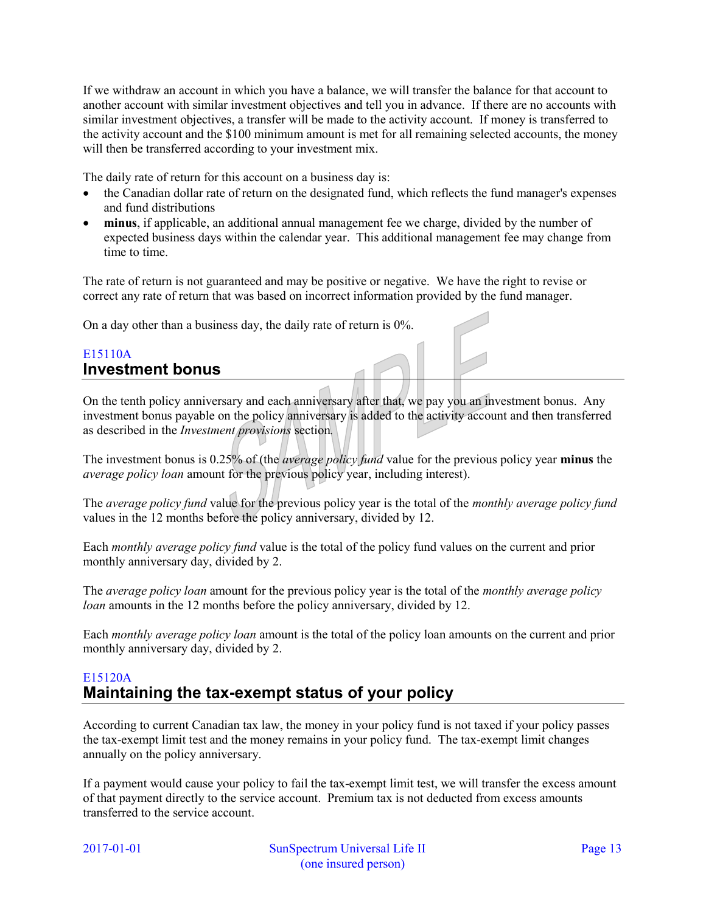If we withdraw an account in which you have a balance, we will transfer the balance for that account to another account with similar investment objectives and tell you in advance. If there are no accounts with similar investment objectives, a transfer will be made to the activity account. If money is transferred to the activity account and the $100 minimum amount is met for all remaining selected accounts, the money will then be transferred according to your investment mix.

The daily rate of return for this account on a business day is:

- the Canadian dollar rate of return on the designated fund, which reflects the fund manager's expenses and fund distributions
- **minus**, if applicable, an additional annual management fee we charge, divided by the number of expected business days within the calendar year. This additional management fee may change from time to time.

The rate of return is not guaranteed and may be positive or negative. We have the right to revise or correct any rate of return that was based on incorrect information provided by the fund manager.

On a day other than a business day, the daily rate of return is 0%.

E15110A

## Investment bonus

On the tenth policy anniversary and each anniversary after that, we pay you an investment bonus. Any investment bonus payable on the policy anniversary is added to the activity account and then transferred as described in the *Investment provisions* section.

The investment bonus is 0.25% of (the *average policy fund* value for the previous policy year **minus** the *average policy loan* amount for the previous policy year, including interest).

The *average policy fund* value for the previous policy year is the total of the *monthly average policy fund* values in the 12 months before the policy anniversary, divided by 12.

Each *monthly average policy fund* value is the total of the policy fund values on the current and prior monthly anniversary day, divided by 2.

The *average policy loan* amount for the previous policy year is the total of the *monthly average policy loan* amounts in the 12 months before the policy anniversary, divided by 12.

Each *monthly average policy loan* amount is the total of the policy loan amounts on the current and prior monthly anniversary day, divided by 2.

E15120A

## Maintaining the tax-exempt status of your policy

According to current Canadian tax law, the money in your policy fund is not taxed if your policy passes the tax-exempt limit test and the money remains in your policy fund. The tax-exempt limit changes annually on the policy anniversary.

If a payment would cause your policy to fail the tax-exempt limit test, we will transfer the excess amount of that payment directly to the service account. Premium tax is not deducted from excess amounts transferred to the service account.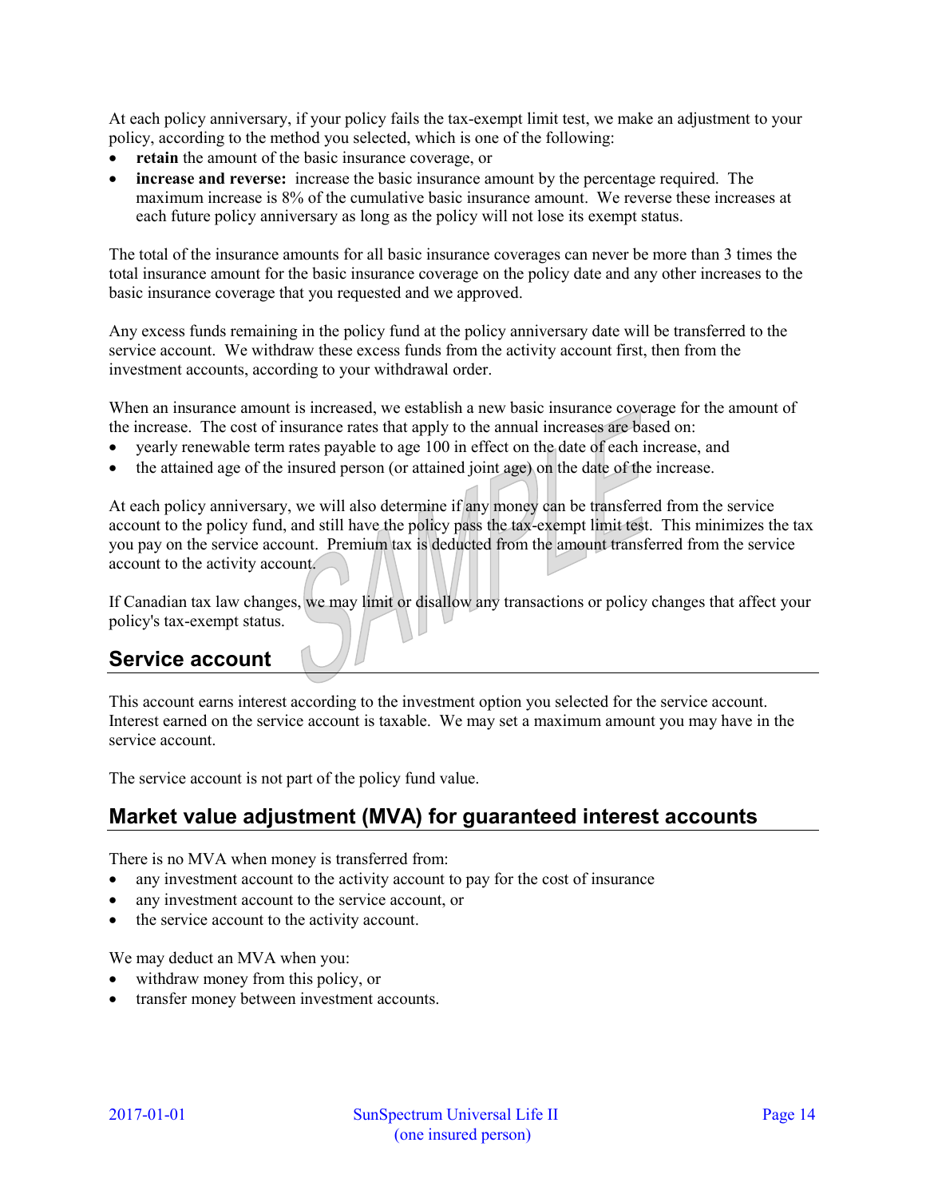At each policy anniversary, if your policy fails the tax-exempt limit test, we make an adjustment to your policy, according to the method you selected, which is one of the following:

- **retain** the amount of the basic insurance coverage, or
- **increase and reverse:** increase the basic insurance amount by the percentage required. The maximum increase is 8% of the cumulative basic insurance amount. We reverse these increases at each future policy anniversary as long as the policy will not lose its exempt status.

The total of the insurance amounts for all basic insurance coverages can never be more than 3 times the total insurance amount for the basic insurance coverage on the policy date and any other increases to the basic insurance coverage that you requested and we approved.

Any excess funds remaining in the policy fund at the policy anniversary date will be transferred to the service account. We withdraw these excess funds from the activity account first, then from the investment accounts, according to your withdrawal order.

When an insurance amount is increased, we establish a new basic insurance coverage for the amount of the increase. The cost of insurance rates that apply to the annual increases are based on:

- yearly renewable term rates payable to age 100 in effect on the date of each increase, and
- the attained age of the insured person (or attained joint age) on the date of the increase.

At each policy anniversary, we will also determine if any money can be transferred from the service account to the policy fund, and still have the policy pass the tax-exempt limit test. This minimizes the tax you pay on the service account. Premium tax is deducted from the amount transferred from the service account to the activity account.

If Canadian tax law changes, we may limit or disallow any transactions or policy changes that affect your policy's tax-exempt status.

## Service account

This account earns interest according to the investment option you selected for the service account. Interest earned on the service account is taxable. We may set a maximum amount you may have in the service account.

The service account is not part of the policy fund value.

## Market value adjustment (MVA) for guaranteed interest accounts

There is no MVA when money is transferred from:

- any investment account to the activity account to pay for the cost of insurance
- any investment account to the service account, or
- the service account to the activity account.

We may deduct an MVA when you:

- withdraw money from this policy, or
- transfer money between investment accounts.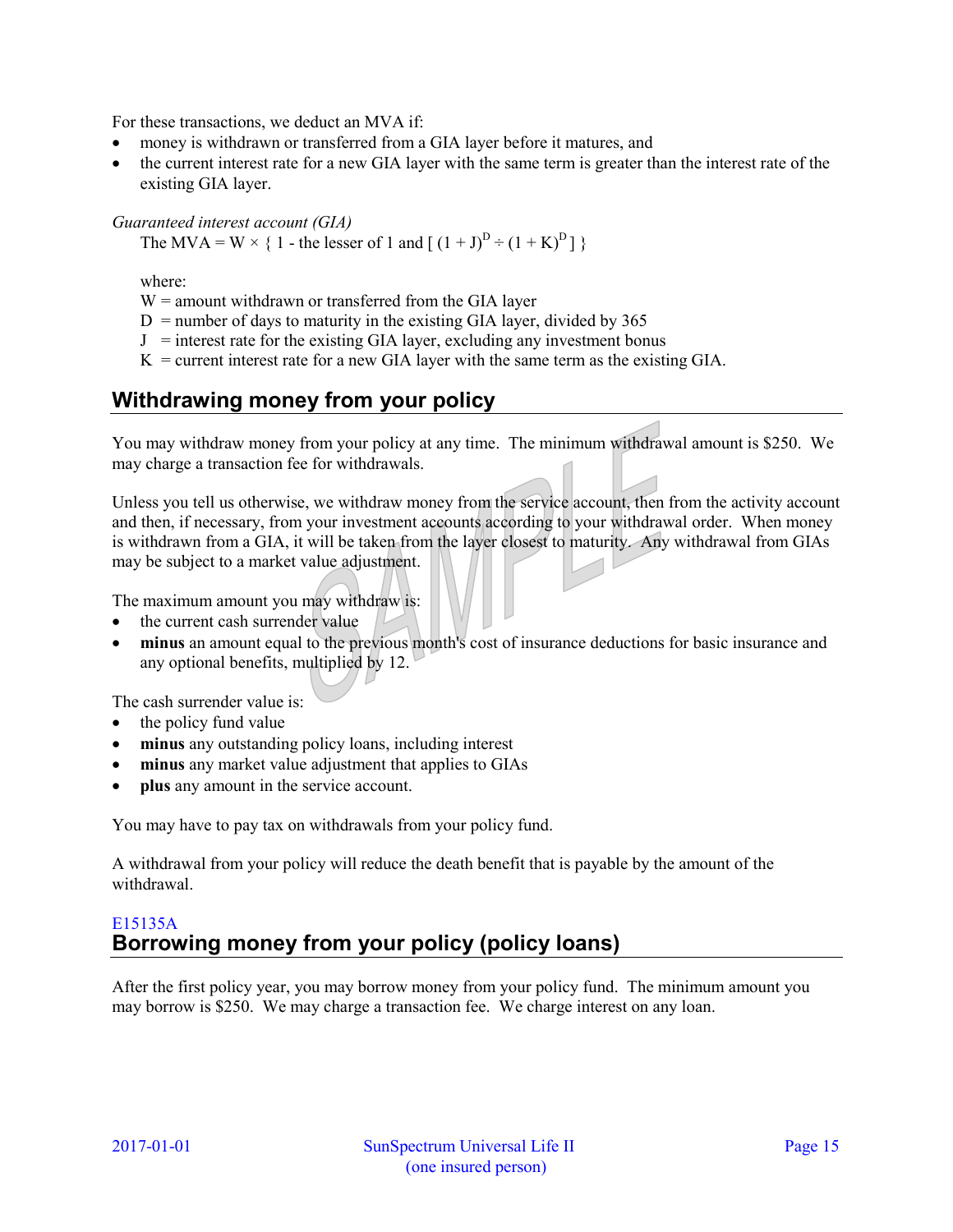For these transactions, we deduct an MVA if:

- money is withdrawn or transferred from a GIA layer before it matures, and
- the current interest rate for a new GIA layer with the same term is greater than the interest rate of the existing GIA layer.

*Guaranteed interest account (GIA)*

The MVA = $W \times \{ 1 - \text{the lesser of 1 and } [ (1 + J)^D \div (1 + K)^D ] \}$

where:

W = amount withdrawn or transferred from the GIA layer
D = number of days to maturity in the existing GIA layer, divided by 365
J = interest rate for the existing GIA layer, excluding any investment bonus
K = current interest rate for a new GIA layer with the same term as the existing GIA.

## Withdrawing money from your policy

You may withdraw money from your policy at any time. The minimum withdrawal amount is $250. We may charge a transaction fee for withdrawals.

Unless you tell us otherwise, we withdraw money from the service account, then from the activity account and then, if necessary, from your investment accounts according to your withdrawal order. When money is withdrawn from a GIA, it will be taken from the layer closest to maturity. Any withdrawal from GIAs may be subject to a market value adjustment.

The maximum amount you may withdraw is:

- the current cash surrender value
- **minus** an amount equal to the previous month's cost of insurance deductions for basic insurance and any optional benefits, multiplied by 12.

The cash surrender value is:

- the policy fund value
- **minus** any outstanding policy loans, including interest
- **minus** any market value adjustment that applies to GIAs
- **plus** any amount in the service account.

You may have to pay tax on withdrawals from your policy fund.

A withdrawal from your policy will reduce the death benefit that is payable by the amount of the withdrawal.

E15135A

## Borrowing money from your policy (policy loans)

After the first policy year, you may borrow money from your policy fund. The minimum amount you may borrow is $250. We may charge a transaction fee. We charge interest on any loan.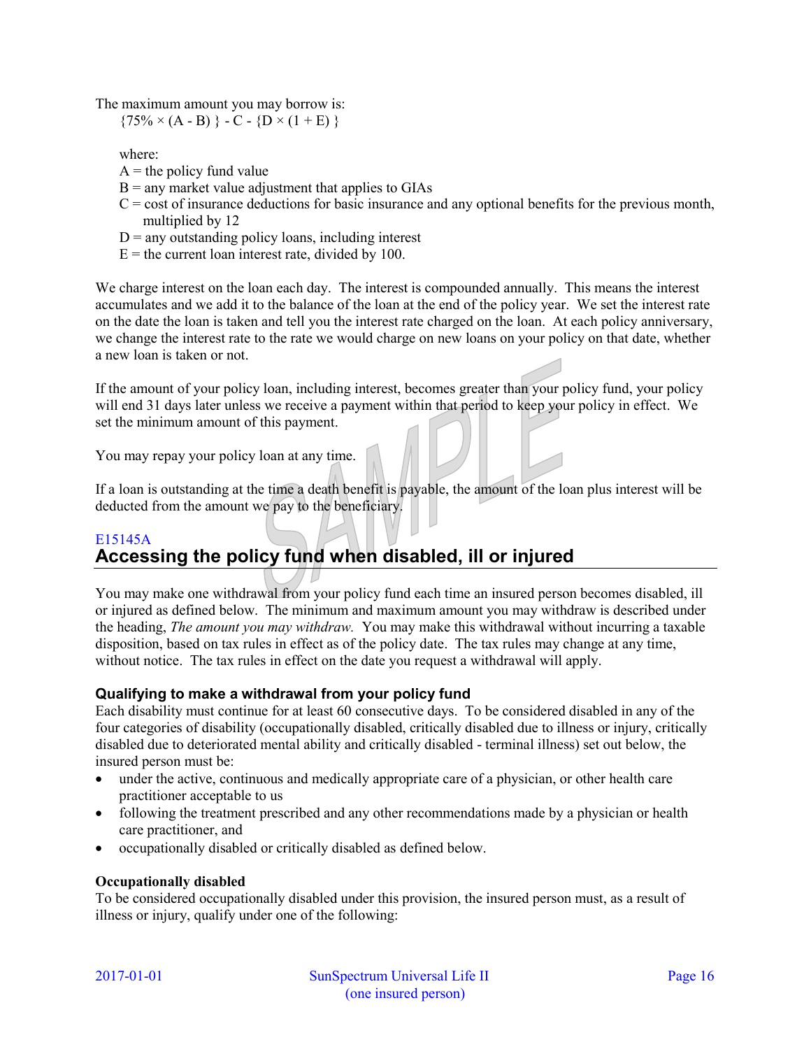The maximum amount you may borrow is:

$$\{75\% \times (A - B)\} - C - \{D \times (1 + E)\}$$

where:

A = the policy fund value
B = any market value adjustment that applies to GIAs
C = cost of insurance deductions for basic insurance and any optional benefits for the previous month, multiplied by 12
D = any outstanding policy loans, including interest
E = the current loan interest rate, divided by 100.

We charge interest on the loan each day. The interest is compounded annually. This means the interest accumulates and we add it to the balance of the loan at the end of the policy year. We set the interest rate on the date the loan is taken and tell you the interest rate charged on the loan. At each policy anniversary, we change the interest rate to the rate we would charge on new loans on your policy on that date, whether a new loan is taken or not.

If the amount of your policy loan, including interest, becomes greater than your policy fund, your policy will end 31 days later unless we receive a payment within that period to keep your policy in effect. We set the minimum amount of this payment.

You may repay your policy loan at any time.

If a loan is outstanding at the time a death benefit is payable, the amount of the loan plus interest will be deducted from the amount we pay to the beneficiary.

E15145A

## Accessing the policy fund when disabled, ill or injured

You may make one withdrawal from your policy fund each time an insured person becomes disabled, ill or injured as defined below. The minimum and maximum amount you may withdraw is described under the heading, *The amount you may withdraw.* You may make this withdrawal without incurring a taxable disposition, based on tax rules in effect as of the policy date. The tax rules may change at any time, without notice. The tax rules in effect on the date you request a withdrawal will apply.

### Qualifying to make a withdrawal from your policy fund

Each disability must continue for at least 60 consecutive days. To be considered disabled in any of the four categories of disability (occupationally disabled, critically disabled due to illness or injury, critically disabled due to deteriorated mental ability and critically disabled - terminal illness) set out below, the insured person must be:

- under the active, continuous and medically appropriate care of a physician, or other health care practitioner acceptable to us
- following the treatment prescribed and any other recommendations made by a physician or health care practitioner, and
- occupationally disabled or critically disabled as defined below.

**Occupationally disabled**

To be considered occupationally disabled under this provision, the insured person must, as a result of illness or injury, qualify under one of the following: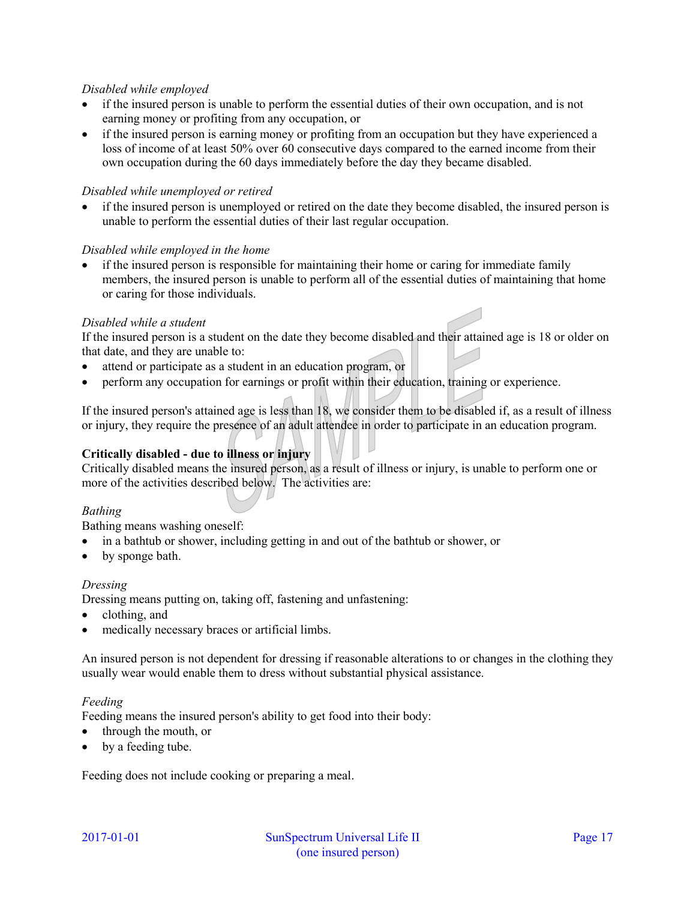*Disabled while employed*

- if the insured person is unable to perform the essential duties of their own occupation, and is not earning money or profiting from any occupation, or
- if the insured person is earning money or profiting from an occupation but they have experienced a loss of income of at least 50% over 60 consecutive days compared to the earned income from their own occupation during the 60 days immediately before the day they became disabled.

*Disabled while unemployed or retired*

- if the insured person is unemployed or retired on the date they become disabled, the insured person is unable to perform the essential duties of their last regular occupation.

*Disabled while employed in the home*

- if the insured person is responsible for maintaining their home or caring for immediate family members, the insured person is unable to perform all of the essential duties of maintaining that home or caring for those individuals.

*Disabled while a student*

If the insured person is a student on the date they become disabled and their attained age is 18 or older on that date, and they are unable to:

- attend or participate as a student in an education program, or
- perform any occupation for earnings or profit within their education, training or experience.

If the insured person's attained age is less than 18, we consider them to be disabled if, as a result of illness or injury, they require the presence of an adult attendee in order to participate in an education program.

**Critically disabled - due to illness or injury**

Critically disabled means the insured person, as a result of illness or injury, is unable to perform one or more of the activities described below. The activities are:

*Bathing*

Bathing means washing oneself:

- in a bathtub or shower, including getting in and out of the bathtub or shower, or
- by sponge bath.

*Dressing*

Dressing means putting on, taking off, fastening and unfastening:

- clothing, and
- medically necessary braces or artificial limbs.

An insured person is not dependent for dressing if reasonable alterations to or changes in the clothing they usually wear would enable them to dress without substantial physical assistance.

*Feeding*

Feeding means the insured person's ability to get food into their body:

- through the mouth, or
- by a feeding tube.

Feeding does not include cooking or preparing a meal.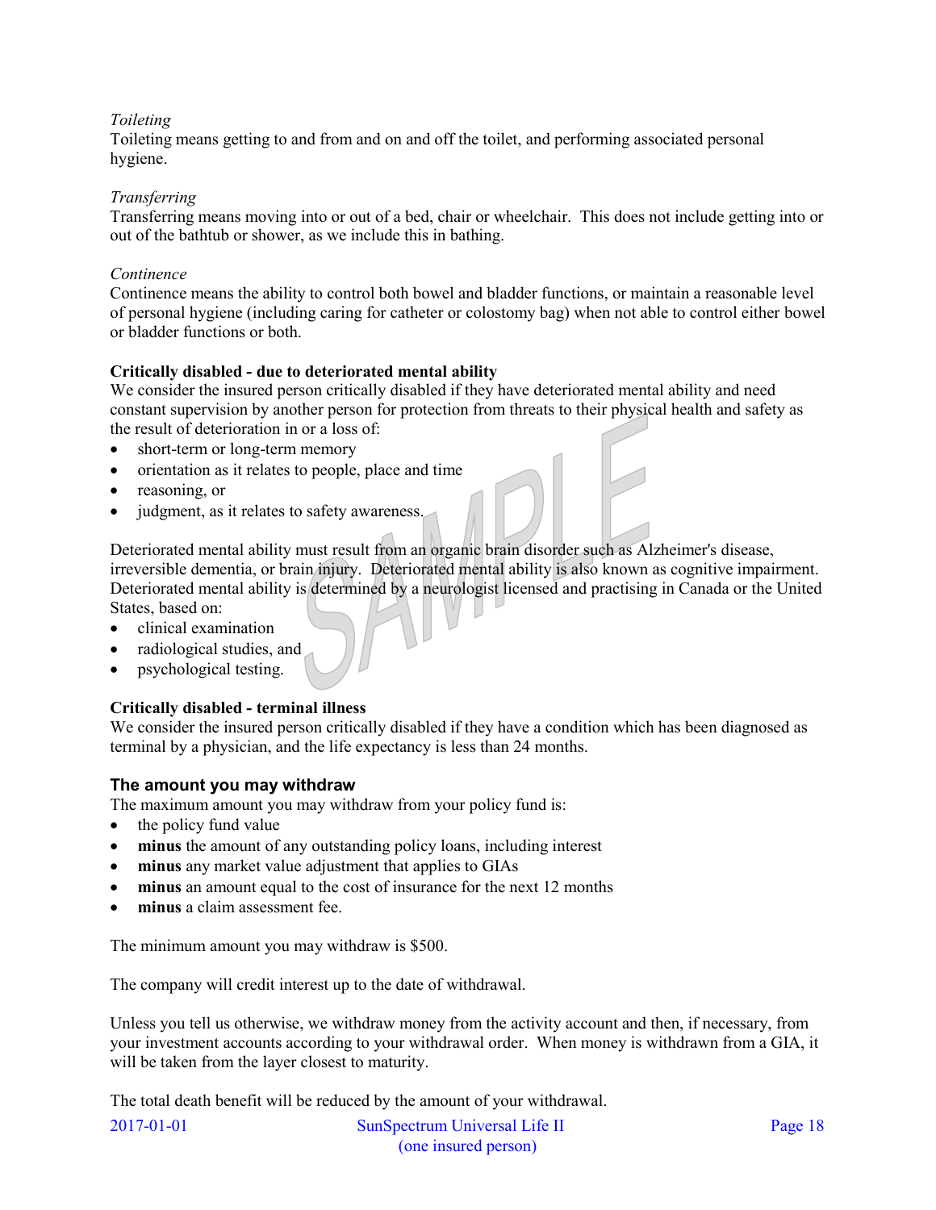*Toileting*
Toileting means getting to and from and on and off the toilet, and performing associated personal hygiene.

*Transferring*
Transferring means moving into or out of a bed, chair or wheelchair. This does not include getting into or out of the bathtub or shower, as we include this in bathing.

*Continence*
Continence means the ability to control both bowel and bladder functions, or maintain a reasonable level of personal hygiene (including caring for catheter or colostomy bag) when not able to control either bowel or bladder functions or both.

**Critically disabled - due to deteriorated mental ability**
We consider the insured person critically disabled if they have deteriorated mental ability and need constant supervision by another person for protection from threats to their physical health and safety as the result of deterioration in or a loss of:

- short-term or long-term memory
- orientation as it relates to people, place and time
- reasoning, or
- judgment, as it relates to safety awareness.

Deteriorated mental ability must result from an organic brain disorder such as Alzheimer's disease, irreversible dementia, or brain injury. Deteriorated mental ability is also known as cognitive impairment. Deteriorated mental ability is determined by a neurologist licensed and practising in Canada or the United States, based on:

- clinical examination
- radiological studies, and
- psychological testing.

**Critically disabled - terminal illness**
We consider the insured person critically disabled if they have a condition which has been diagnosed as terminal by a physician, and the life expectancy is less than 24 months.

## The amount you may withdraw

The maximum amount you may withdraw from your policy fund is:

- the policy fund value
- **minus** the amount of any outstanding policy loans, including interest
- **minus** any market value adjustment that applies to GIAs
- **minus** an amount equal to the cost of insurance for the next 12 months
- **minus** a claim assessment fee.

The minimum amount you may withdraw is $500.

The company will credit interest up to the date of withdrawal.

Unless you tell us otherwise, we withdraw money from the activity account and then, if necessary, from your investment accounts according to your withdrawal order. When money is withdrawn from a GIA, it will be taken from the layer closest to maturity.

The total death benefit will be reduced by the amount of your withdrawal.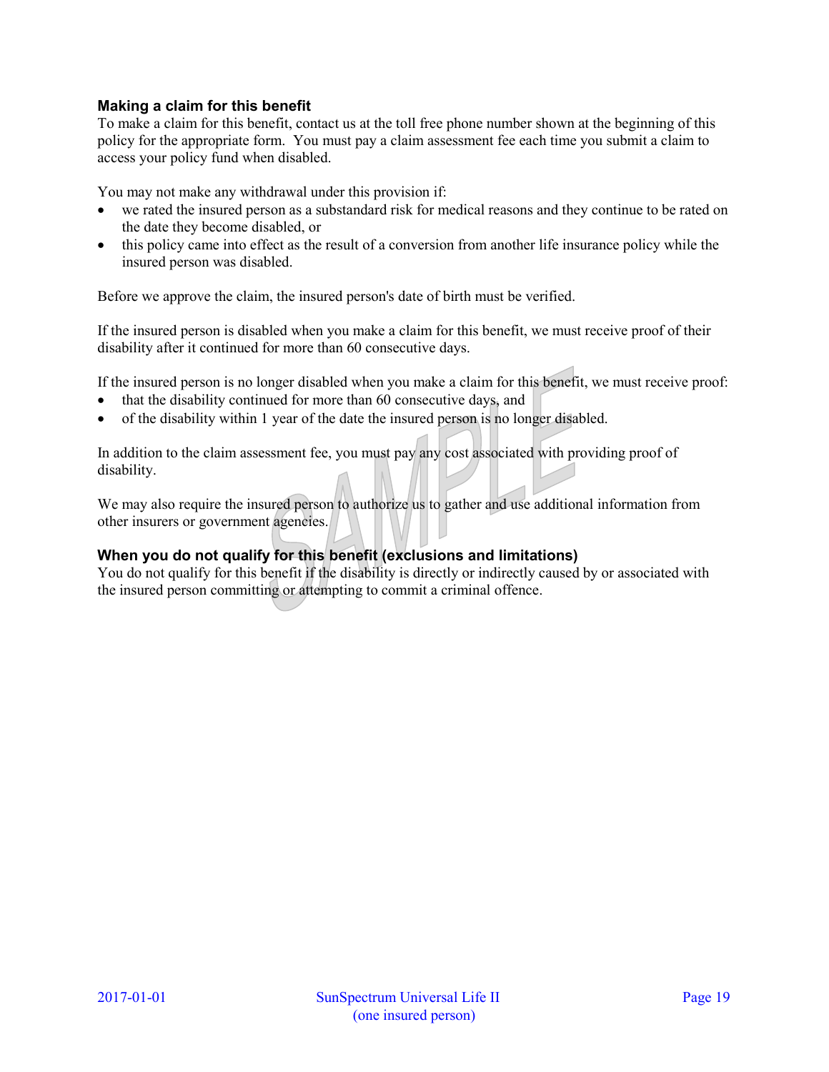### Making a claim for this benefit

To make a claim for this benefit, contact us at the toll free phone number shown at the beginning of this policy for the appropriate form. You must pay a claim assessment fee each time you submit a claim to access your policy fund when disabled.

You may not make any withdrawal under this provision if:

- we rated the insured person as a substandard risk for medical reasons and they continue to be rated on the date they become disabled, or
- this policy came into effect as the result of a conversion from another life insurance policy while the insured person was disabled.

Before we approve the claim, the insured person's date of birth must be verified.

If the insured person is disabled when you make a claim for this benefit, we must receive proof of their disability after it continued for more than 60 consecutive days.

If the insured person is no longer disabled when you make a claim for this benefit, we must receive proof:

- that the disability continued for more than 60 consecutive days, and
- of the disability within 1 year of the date the insured person is no longer disabled.

In addition to the claim assessment fee, you must pay any cost associated with providing proof of disability.

We may also require the insured person to authorize us to gather and use additional information from other insurers or government agencies.

### When you do not qualify for this benefit (exclusions and limitations)

You do not qualify for this benefit if the disability is directly or indirectly caused by or associated with the insured person committing or attempting to commit a criminal offence.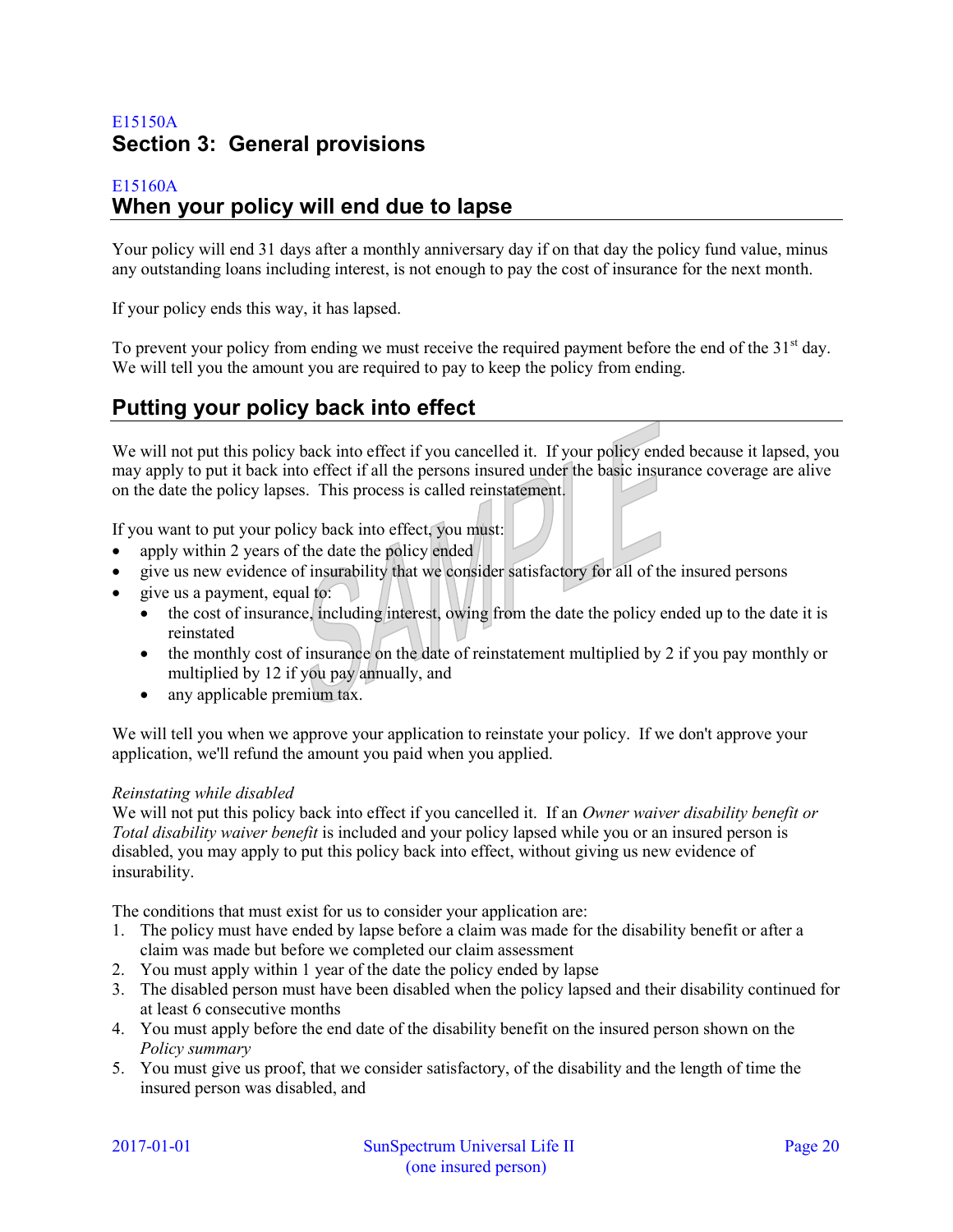E15150A

## Section 3: General provisions

E15160A

### When your policy will end due to lapse

Your policy will end 31 days after a monthly anniversary day if on that day the policy fund value, minus any outstanding loans including interest, is not enough to pay the cost of insurance for the next month.

If your policy ends this way, it has lapsed.

To prevent your policy from ending we must receive the required payment before the end of the 31st day. We will tell you the amount you are required to pay to keep the policy from ending.

### Putting your policy back into effect

We will not put this policy back into effect if you cancelled it. If your policy ended because it lapsed, you may apply to put it back into effect if all the persons insured under the basic insurance coverage are alive on the date the policy lapses. This process is called reinstatement.

If you want to put your policy back into effect, you must:

- apply within 2 years of the date the policy ended
- give us new evidence of insurability that we consider satisfactory for all of the insured persons
- give us a payment, equal to:
  - the cost of insurance, including interest, owing from the date the policy ended up to the date it is reinstated
  - the monthly cost of insurance on the date of reinstatement multiplied by 2 if you pay monthly or multiplied by 12 if you pay annually, and
  - any applicable premium tax.

We will tell you when we approve your application to reinstate your policy. If we don't approve your application, we'll refund the amount you paid when you applied.

*Reinstating while disabled*

We will not put this policy back into effect if you cancelled it. If an *Owner waiver disability benefit or Total disability waiver benefit* is included and your policy lapsed while you or an insured person is disabled, you may apply to put this policy back into effect, without giving us new evidence of insurability.

The conditions that must exist for us to consider your application are:

1. The policy must have ended by lapse before a claim was made for the disability benefit or after a claim was made but before we completed our claim assessment
2. You must apply within 1 year of the date the policy ended by lapse
3. The disabled person must have been disabled when the policy lapsed and their disability continued for at least 6 consecutive months
4. You must apply before the end date of the disability benefit on the insured person shown on the *Policy summary*
5. You must give us proof, that we consider satisfactory, of the disability and the length of time the insured person was disabled, and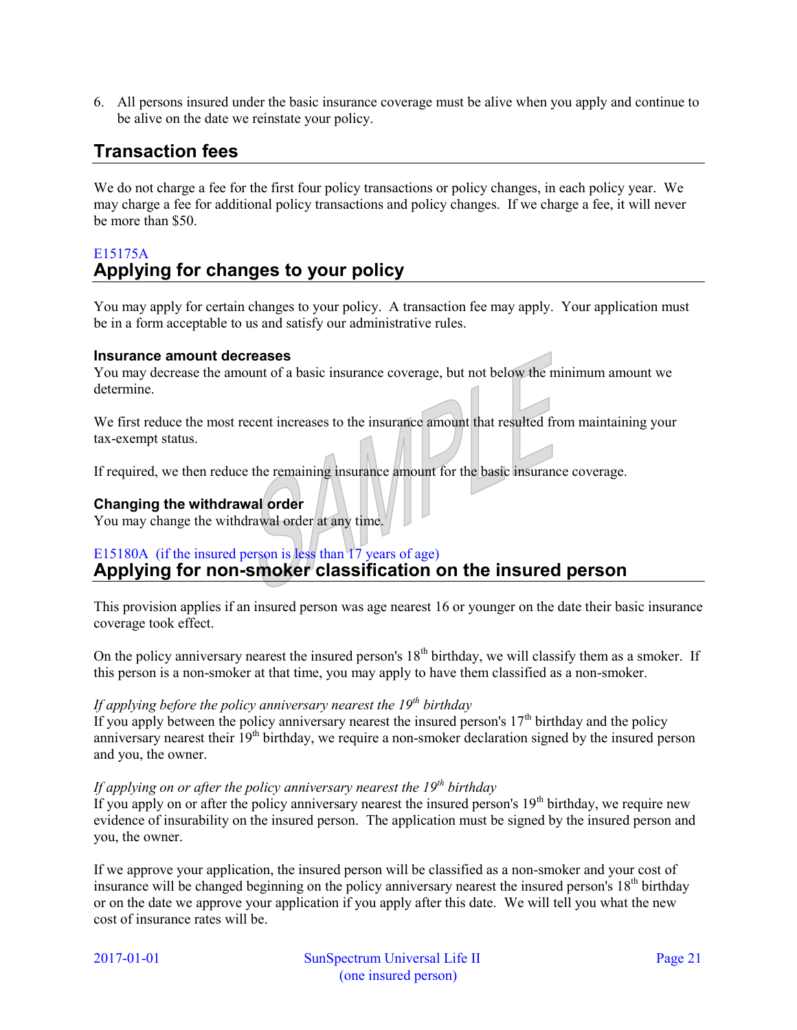6. All persons insured under the basic insurance coverage must be alive when you apply and continue to be alive on the date we reinstate your policy.

## Transaction fees

We do not charge a fee for the first four policy transactions or policy changes, in each policy year. We may charge a fee for additional policy transactions and policy changes. If we charge a fee, it will never be more than $50.

E15175A

## Applying for changes to your policy

You may apply for certain changes to your policy. A transaction fee may apply. Your application must be in a form acceptable to us and satisfy our administrative rules.

### Insurance amount decreases

You may decrease the amount of a basic insurance coverage, but not below the minimum amount we determine.

We first reduce the most recent increases to the insurance amount that resulted from maintaining your tax-exempt status.

If required, we then reduce the remaining insurance amount for the basic insurance coverage.

### Changing the withdrawal order

You may change the withdrawal order at any time.

E15180A (if the insured person is less than 17 years of age)

## Applying for non-smoker classification on the insured person

This provision applies if an insured person was age nearest 16 or younger on the date their basic insurance coverage took effect.

On the policy anniversary nearest the insured person's 18th birthday, we will classify them as a smoker. If this person is a non-smoker at that time, you may apply to have them classified as a non-smoker.

*If applying before the policy anniversary nearest the 19th birthday*

If you apply between the policy anniversary nearest the insured person's 17th birthday and the policy anniversary nearest their 19th birthday, we require a non-smoker declaration signed by the insured person and you, the owner.

*If applying on or after the policy anniversary nearest the 19th birthday*

If you apply on or after the policy anniversary nearest the insured person's 19th birthday, we require new evidence of insurability on the insured person. The application must be signed by the insured person and you, the owner.

If we approve your application, the insured person will be classified as a non-smoker and your cost of insurance will be changed beginning on the policy anniversary nearest the insured person's 18th birthday or on the date we approve your application if you apply after this date. We will tell you what the new cost of insurance rates will be.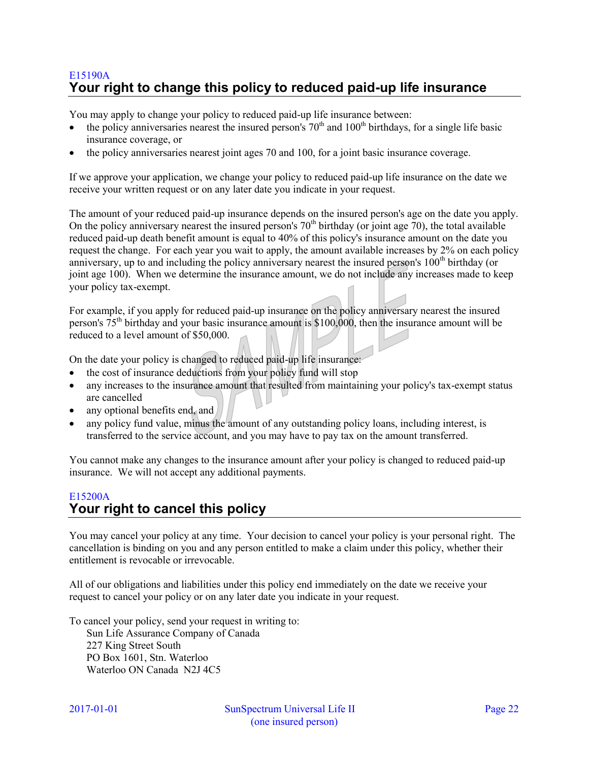E15190A

## Your right to change this policy to reduced paid-up life insurance

You may apply to change your policy to reduced paid-up life insurance between:

- the policy anniversaries nearest the insured person's 70th and 100th birthdays, for a single life basic insurance coverage, or
- the policy anniversaries nearest joint ages 70 and 100, for a joint basic insurance coverage.

If we approve your application, we change your policy to reduced paid-up life insurance on the date we receive your written request or on any later date you indicate in your request.

The amount of your reduced paid-up insurance depends on the insured person's age on the date you apply. On the policy anniversary nearest the insured person's 70th birthday (or joint age 70), the total available reduced paid-up death benefit amount is equal to 40% of this policy's insurance amount on the date you request the change. For each year you wait to apply, the amount available increases by 2% on each policy anniversary, up to and including the policy anniversary nearest the insured person's 100th birthday (or joint age 100). When we determine the insurance amount, we do not include any increases made to keep your policy tax-exempt.

For example, if you apply for reduced paid-up insurance on the policy anniversary nearest the insured person's 75th birthday and your basic insurance amount is $100,000, then the insurance amount will be reduced to a level amount of $50,000.

On the date your policy is changed to reduced paid-up life insurance:

- the cost of insurance deductions from your policy fund will stop
- any increases to the insurance amount that resulted from maintaining your policy's tax-exempt status are cancelled
- any optional benefits end, and
- any policy fund value, minus the amount of any outstanding policy loans, including interest, is transferred to the service account, and you may have to pay tax on the amount transferred.

You cannot make any changes to the insurance amount after your policy is changed to reduced paid-up insurance. We will not accept any additional payments.

E15200A

## Your right to cancel this policy

You may cancel your policy at any time. Your decision to cancel your policy is your personal right. The cancellation is binding on you and any person entitled to make a claim under this policy, whether their entitlement is revocable or irrevocable.

All of our obligations and liabilities under this policy end immediately on the date we receive your request to cancel your policy or on any later date you indicate in your request.

To cancel your policy, send your request in writing to:

Sun Life Assurance Company of Canada
227 King Street South
PO Box 1601, Stn. Waterloo
Waterloo ON Canada N2J 4C5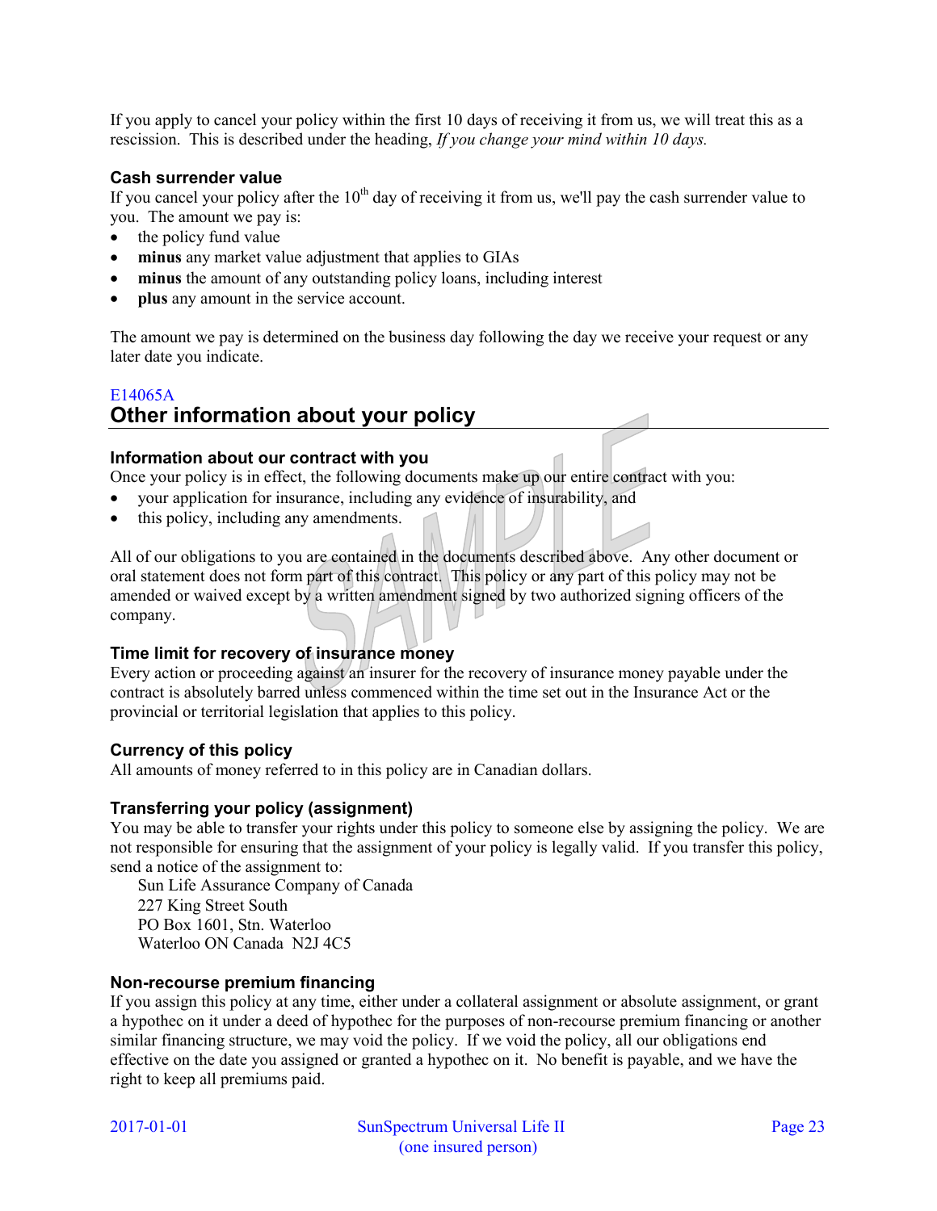If you apply to cancel your policy within the first 10 days of receiving it from us, we will treat this as a rescission. This is described under the heading, *If you change your mind within 10 days.*

### Cash surrender value

If you cancel your policy after the 10th day of receiving it from us, we'll pay the cash surrender value to you. The amount we pay is:

- the policy fund value
- **minus** any market value adjustment that applies to GIAs
- **minus** the amount of any outstanding policy loans, including interest
- **plus** any amount in the service account.

The amount we pay is determined on the business day following the day we receive your request or any later date you indicate.

E14065A

## Other information about your policy

### Information about our contract with you

Once your policy is in effect, the following documents make up our entire contract with you:

- your application for insurance, including any evidence of insurability, and
- this policy, including any amendments.

All of our obligations to you are contained in the documents described above. Any other document or oral statement does not form part of this contract. This policy or any part of this policy may not be amended or waived except by a written amendment signed by two authorized signing officers of the company.

### Time limit for recovery of insurance money

Every action or proceeding against an insurer for the recovery of insurance money payable under the contract is absolutely barred unless commenced within the time set out in the Insurance Act or the provincial or territorial legislation that applies to this policy.

### Currency of this policy

All amounts of money referred to in this policy are in Canadian dollars.

### Transferring your policy (assignment)

You may be able to transfer your rights under this policy to someone else by assigning the policy. We are not responsible for ensuring that the assignment of your policy is legally valid. If you transfer this policy, send a notice of the assignment to:

Sun Life Assurance Company of Canada
227 King Street South
PO Box 1601, Stn. Waterloo
Waterloo ON Canada N2J 4C5

### Non-recourse premium financing

If you assign this policy at any time, either under a collateral assignment or absolute assignment, or grant a hypothec on it under a deed of hypothec for the purposes of non-recourse premium financing or another similar financing structure, we may void the policy. If we void the policy, all our obligations end effective on the date you assigned or granted a hypothec on it. No benefit is payable, and we have the right to keep all premiums paid.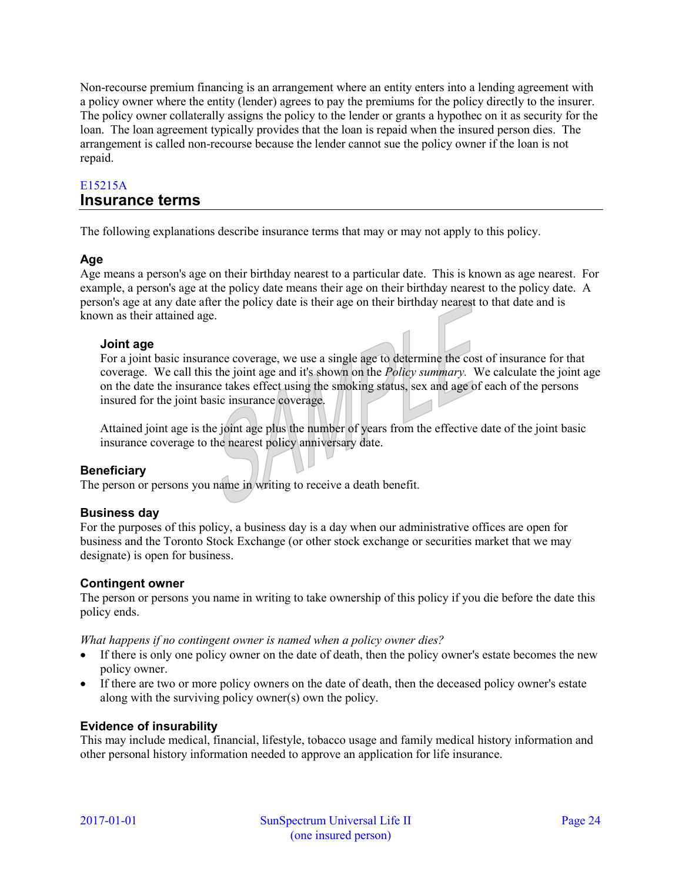Non-recourse premium financing is an arrangement where an entity enters into a lending agreement with a policy owner where the entity (lender) agrees to pay the premiums for the policy directly to the insurer. The policy owner collaterally assigns the policy to the lender or grants a hypothec on it as security for the loan. The loan agreement typically provides that the loan is repaid when the insured person dies. The arrangement is called non-recourse because the lender cannot sue the policy owner if the loan is not repaid.

E15215A

## Insurance terms

The following explanations describe insurance terms that may or may not apply to this policy.

### Age

Age means a person's age on their birthday nearest to a particular date. This is known as age nearest. For example, a person's age at the policy date means their age on their birthday nearest to the policy date. A person's age at any date after the policy date is their age on their birthday nearest to that date and is known as their attained age.

#### Joint age

For a joint basic insurance coverage, we use a single age to determine the cost of insurance for that coverage. We call this the joint age and it's shown on the *Policy summary.* We calculate the joint age on the date the insurance takes effect using the smoking status, sex and age of each of the persons insured for the joint basic insurance coverage.

Attained joint age is the joint age plus the number of years from the effective date of the joint basic insurance coverage to the nearest policy anniversary date.

### Beneficiary

The person or persons you name in writing to receive a death benefit.

### Business day

For the purposes of this policy, a business day is a day when our administrative offices are open for business and the Toronto Stock Exchange (or other stock exchange or securities market that we may designate) is open for business.

### Contingent owner

The person or persons you name in writing to take ownership of this policy if you die before the date this policy ends.

*What happens if no contingent owner is named when a policy owner dies?*

- If there is only one policy owner on the date of death, then the policy owner's estate becomes the new policy owner.
- If there are two or more policy owners on the date of death, then the deceased policy owner's estate along with the surviving policy owner(s) own the policy.

### Evidence of insurability

This may include medical, financial, lifestyle, tobacco usage and family medical history information and other personal history information needed to approve an application for life insurance.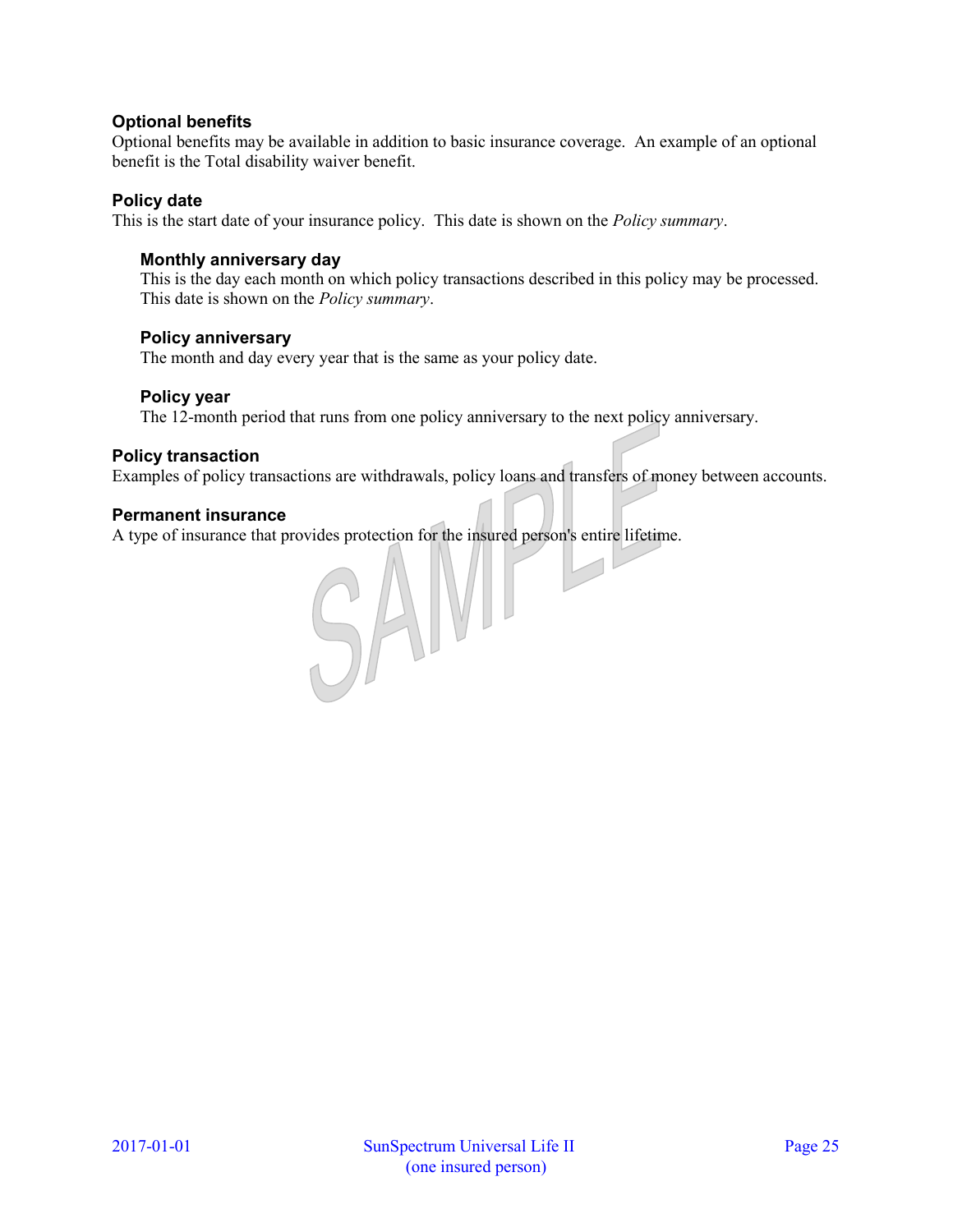### Optional benefits

Optional benefits may be available in addition to basic insurance coverage. An example of an optional benefit is the Total disability waiver benefit.

### Policy date

This is the start date of your insurance policy. This date is shown on the *Policy summary*.

#### Monthly anniversary day

This is the day each month on which policy transactions described in this policy may be processed. This date is shown on the *Policy summary*.

#### Policy anniversary

The month and day every year that is the same as your policy date.

#### Policy year

The 12-month period that runs from one policy anniversary to the next policy anniversary.

### Policy transaction

Examples of policy transactions are withdrawals, policy loans and transfers of money between accounts.

### Permanent insurance

A type of insurance that provides protection for the insured person's entire lifetime.